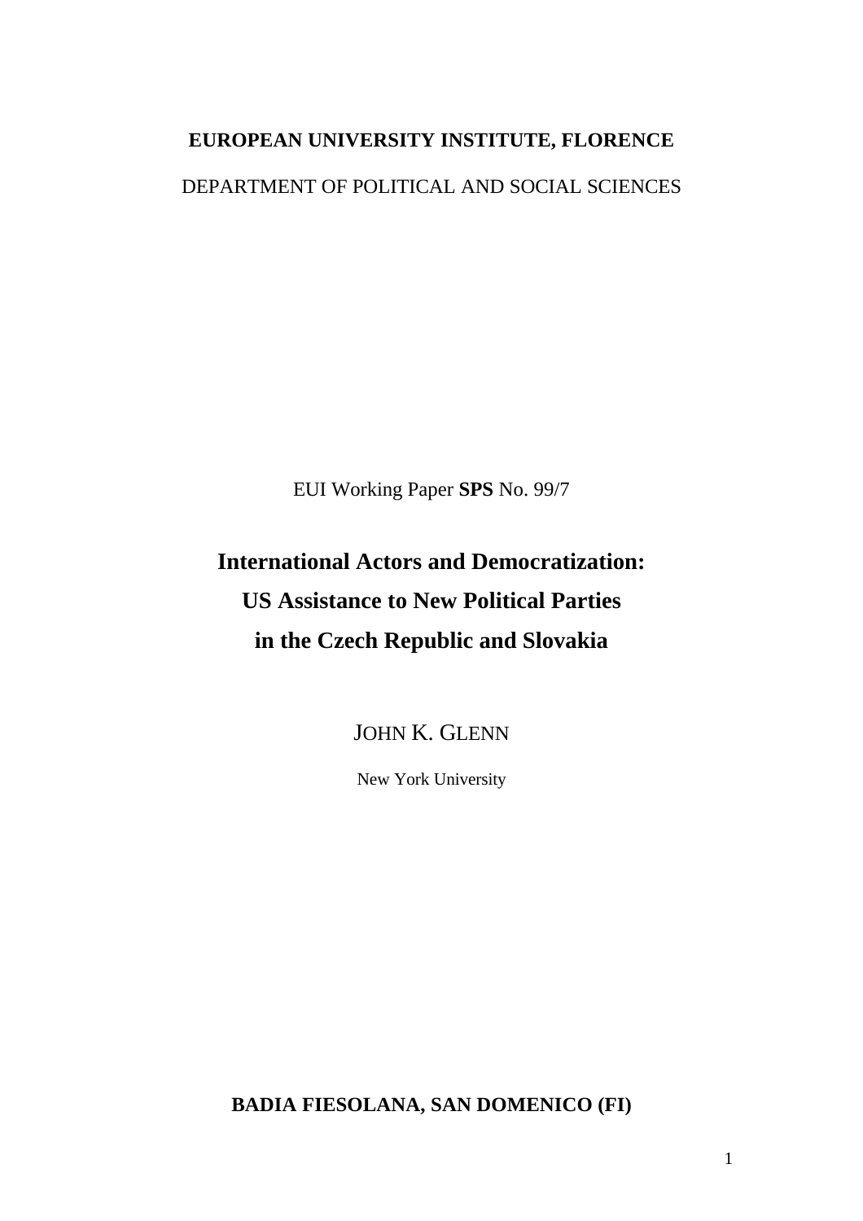**EUROPEAN UNIVERSITY INSTITUTE, FLORENCE**

DEPARTMENT OF POLITICAL AND SOCIAL SCIENCES

EUI Working Paper **SPS** No. 99/7

# International Actors and Democratization: US Assistance to New Political Parties in the Czech Republic and Slovakia

JOHN K. GLENN

New York University

**BADIA FIESOLANA, SAN DOMENICO (FI)**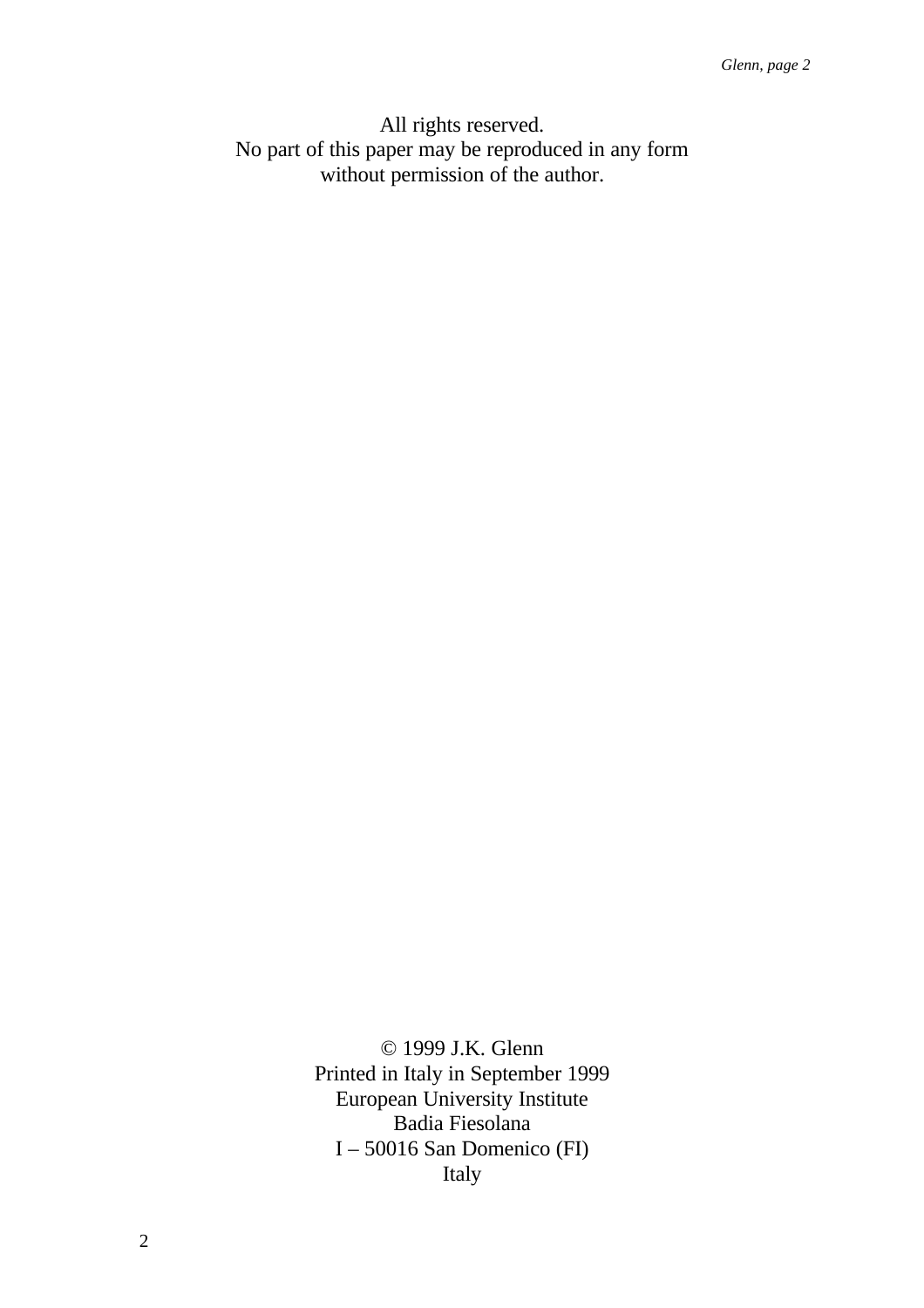All rights reserved.
No part of this paper may be reproduced in any form
without permission of the author.

© 1999 J.K. Glenn
Printed in Italy in September 1999
European University Institute
Badia Fiesolana
I – 50016 San Domenico (FI)
Italy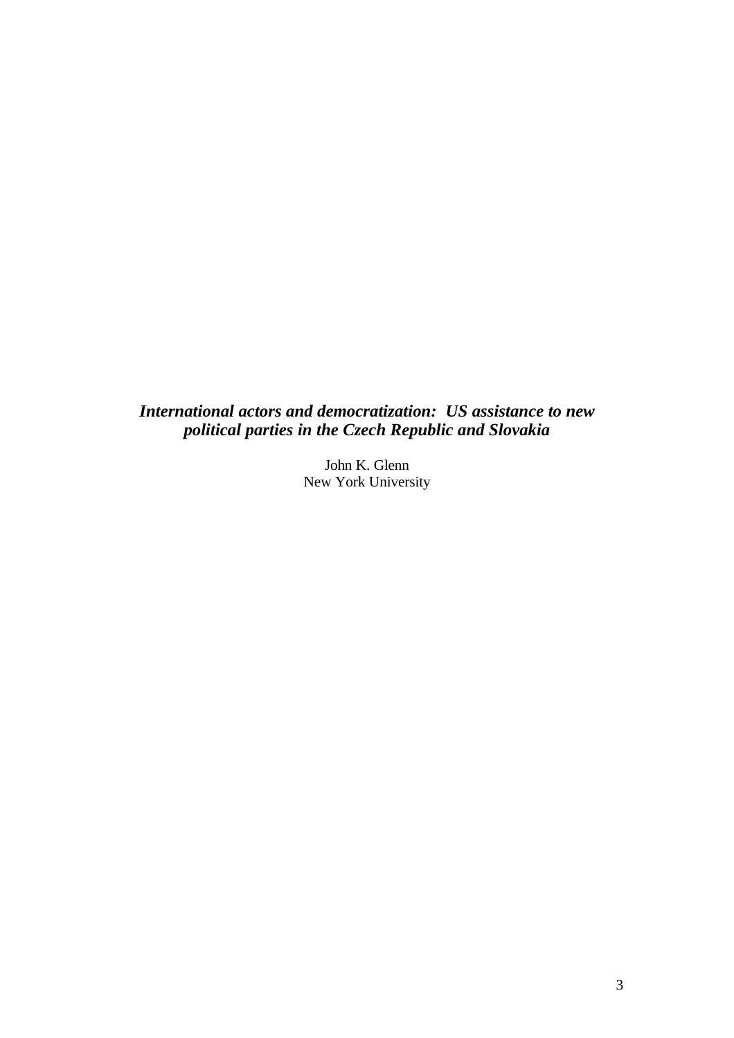# *International actors and democratization: US assistance to new political parties in the Czech Republic and Slovakia*

John K. Glenn
New York University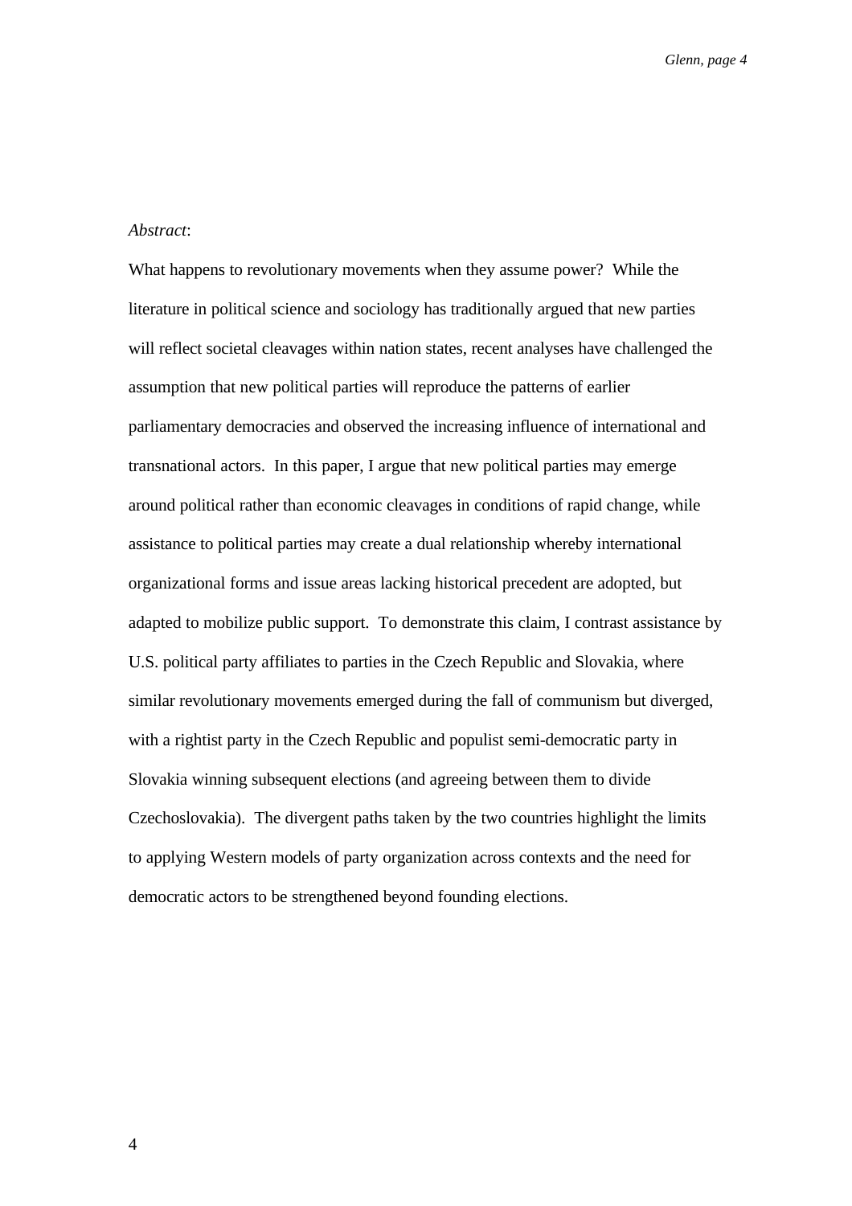*Abstract*:

What happens to revolutionary movements when they assume power? While the literature in political science and sociology has traditionally argued that new parties will reflect societal cleavages within nation states, recent analyses have challenged the assumption that new political parties will reproduce the patterns of earlier parliamentary democracies and observed the increasing influence of international and transnational actors. In this paper, I argue that new political parties may emerge around political rather than economic cleavages in conditions of rapid change, while assistance to political parties may create a dual relationship whereby international organizational forms and issue areas lacking historical precedent are adopted, but adapted to mobilize public support. To demonstrate this claim, I contrast assistance by U.S. political party affiliates to parties in the Czech Republic and Slovakia, where similar revolutionary movements emerged during the fall of communism but diverged, with a rightist party in the Czech Republic and populist semi-democratic party in Slovakia winning subsequent elections (and agreeing between them to divide Czechoslovakia). The divergent paths taken by the two countries highlight the limits to applying Western models of party organization across contexts and the need for democratic actors to be strengthened beyond founding elections.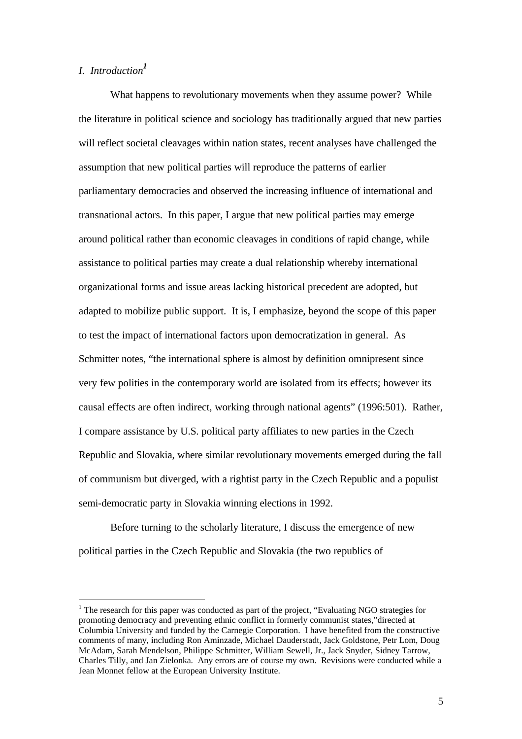## *I. Introduction*[1]

What happens to revolutionary movements when they assume power? While the literature in political science and sociology has traditionally argued that new parties will reflect societal cleavages within nation states, recent analyses have challenged the assumption that new political parties will reproduce the patterns of earlier parliamentary democracies and observed the increasing influence of international and transnational actors. In this paper, I argue that new political parties may emerge around political rather than economic cleavages in conditions of rapid change, while assistance to political parties may create a dual relationship whereby international organizational forms and issue areas lacking historical precedent are adopted, but adapted to mobilize public support. It is, I emphasize, beyond the scope of this paper to test the impact of international factors upon democratization in general. As Schmitter notes, "the international sphere is almost by definition omnipresent since very few polities in the contemporary world are isolated from its effects; however its causal effects are often indirect, working through national agents" (1996:501). Rather, I compare assistance by U.S. political party affiliates to new parties in the Czech Republic and Slovakia, where similar revolutionary movements emerged during the fall of communism but diverged, with a rightist party in the Czech Republic and a populist semi-democratic party in Slovakia winning elections in 1992.

Before turning to the scholarly literature, I discuss the emergence of new political parties in the Czech Republic and Slovakia (the two republics of

[1] The research for this paper was conducted as part of the project, "Evaluating NGO strategies for promoting democracy and preventing ethnic conflict in formerly communist states,"directed at Columbia University and funded by the Carnegie Corporation. I have benefited from the constructive comments of many, including Ron Aminzade, Michael Dauderstadt, Jack Goldstone, Petr Lom, Doug McAdam, Sarah Mendelson, Philippe Schmitter, William Sewell, Jr., Jack Snyder, Sidney Tarrow, Charles Tilly, and Jan Zielonka. Any errors are of course my own. Revisions were conducted while a Jean Monnet fellow at the European University Institute.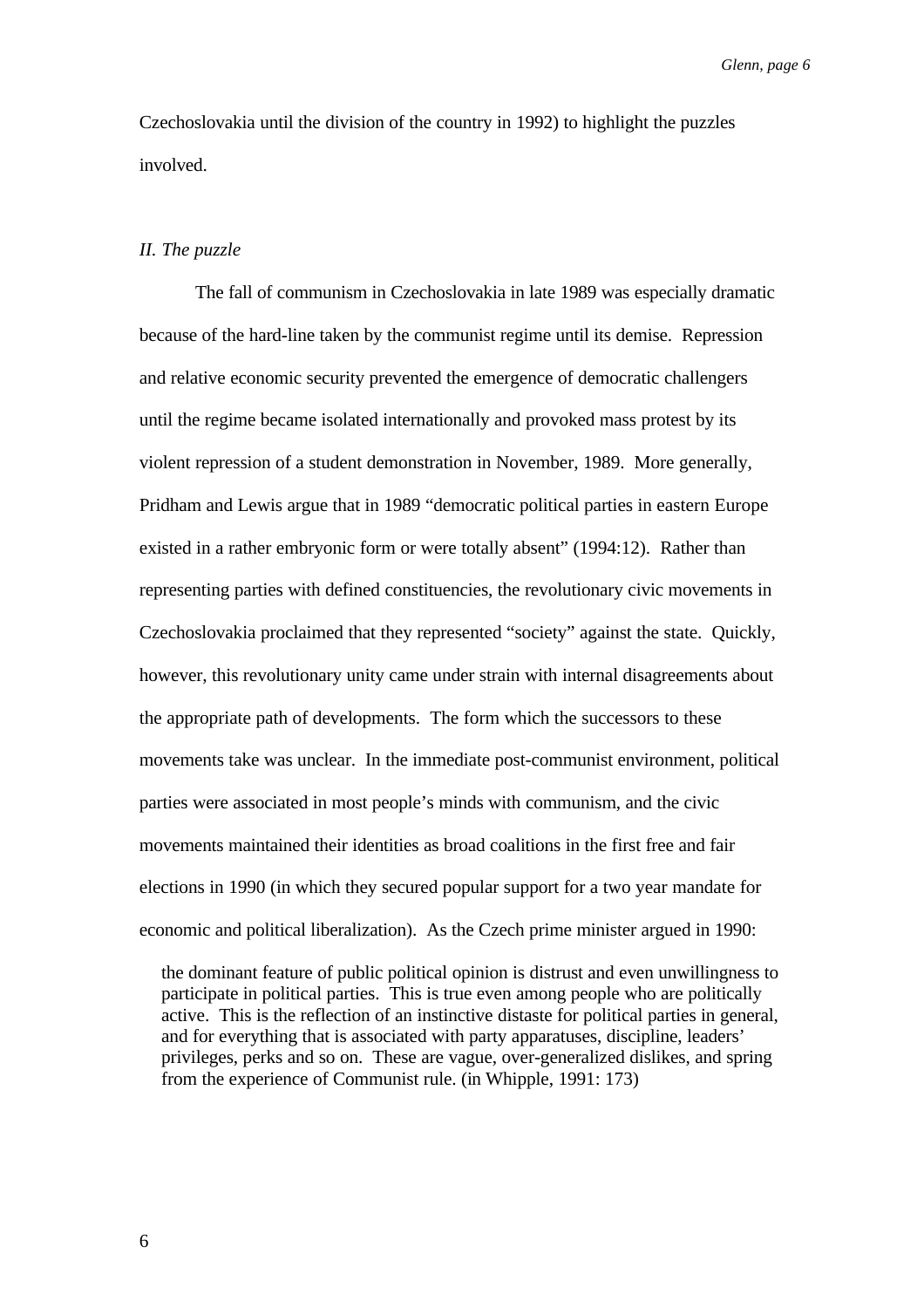Czechoslovakia until the division of the country in 1992) to highlight the puzzles involved.

*II. The puzzle*

The fall of communism in Czechoslovakia in late 1989 was especially dramatic because of the hard-line taken by the communist regime until its demise. Repression and relative economic security prevented the emergence of democratic challengers until the regime became isolated internationally and provoked mass protest by its violent repression of a student demonstration in November, 1989. More generally, Pridham and Lewis argue that in 1989 "democratic political parties in eastern Europe existed in a rather embryonic form or were totally absent" (1994:12). Rather than representing parties with defined constituencies, the revolutionary civic movements in Czechoslovakia proclaimed that they represented "society" against the state. Quickly, however, this revolutionary unity came under strain with internal disagreements about the appropriate path of developments. The form which the successors to these movements take was unclear. In the immediate post-communist environment, political parties were associated in most people's minds with communism, and the civic movements maintained their identities as broad coalitions in the first free and fair elections in 1990 (in which they secured popular support for a two year mandate for economic and political liberalization). As the Czech prime minister argued in 1990:

> the dominant feature of public political opinion is distrust and even unwillingness to participate in political parties. This is true even among people who are politically active. This is the reflection of an instinctive distaste for political parties in general, and for everything that is associated with party apparatuses, discipline, leaders' privileges, perks and so on. These are vague, over-generalized dislikes, and spring from the experience of Communist rule. (in Whipple, 1991: 173)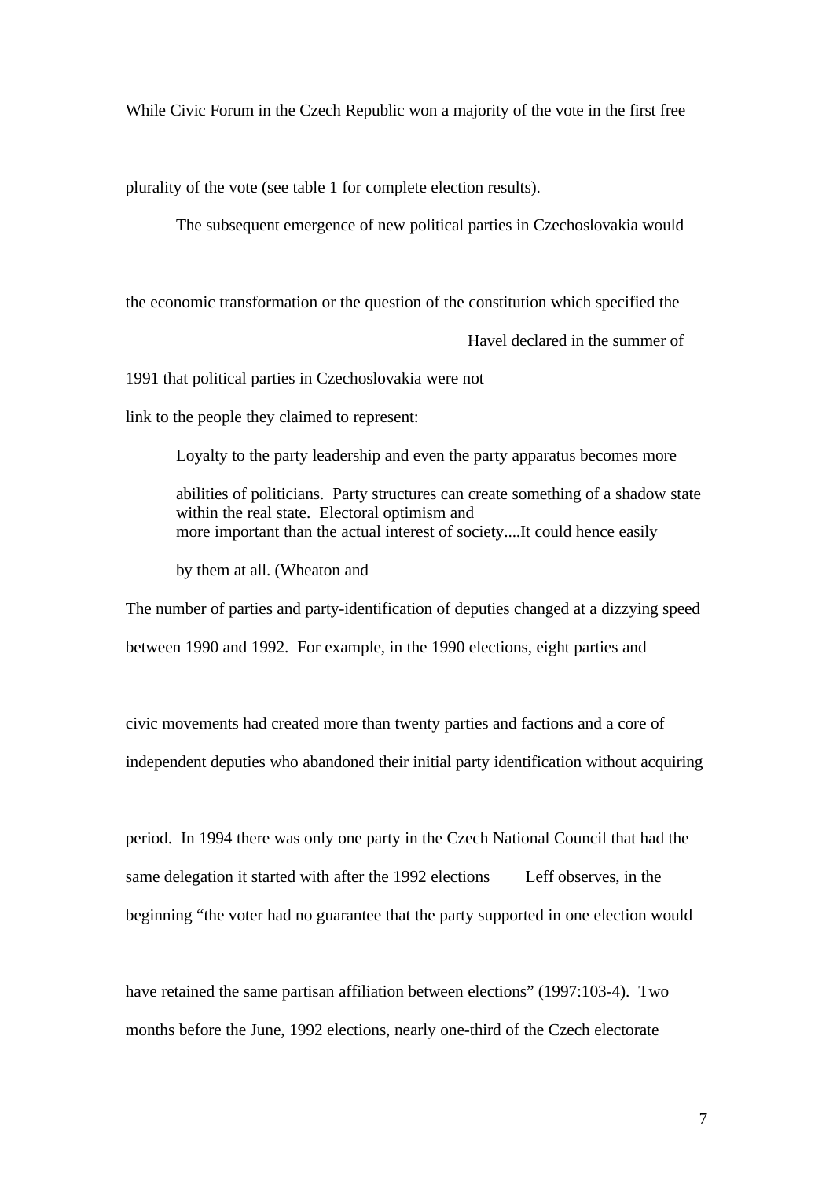While Civic Forum in the Czech Republic won a majority of the vote in the first free

plurality of the vote (see table 1 for complete election results).

The subsequent emergence of new political parties in Czechoslovakia would

the economic transformation or the question of the constitution which specified the

Havel declared in the summer of

1991 that political parties in Czechoslovakia were not

link to the people they claimed to represent:

> Loyalty to the party leadership and even the party apparatus becomes more
>
> abilities of politicians. Party structures can create something of a shadow state within the real state. Electoral optimism and
> more important than the actual interest of society....It could hence easily
>
> by them at all. (Wheaton and

The number of parties and party-identification of deputies changed at a dizzying speed between 1990 and 1992. For example, in the 1990 elections, eight parties and

civic movements had created more than twenty parties and factions and a core of independent deputies who abandoned their initial party identification without acquiring

period. In 1994 there was only one party in the Czech National Council that had the same delegation it started with after the 1992 elections Leff observes, in the beginning "the voter had no guarantee that the party supported in one election would

have retained the same partisan affiliation between elections" (1997:103-4). Two months before the June, 1992 elections, nearly one-third of the Czech electorate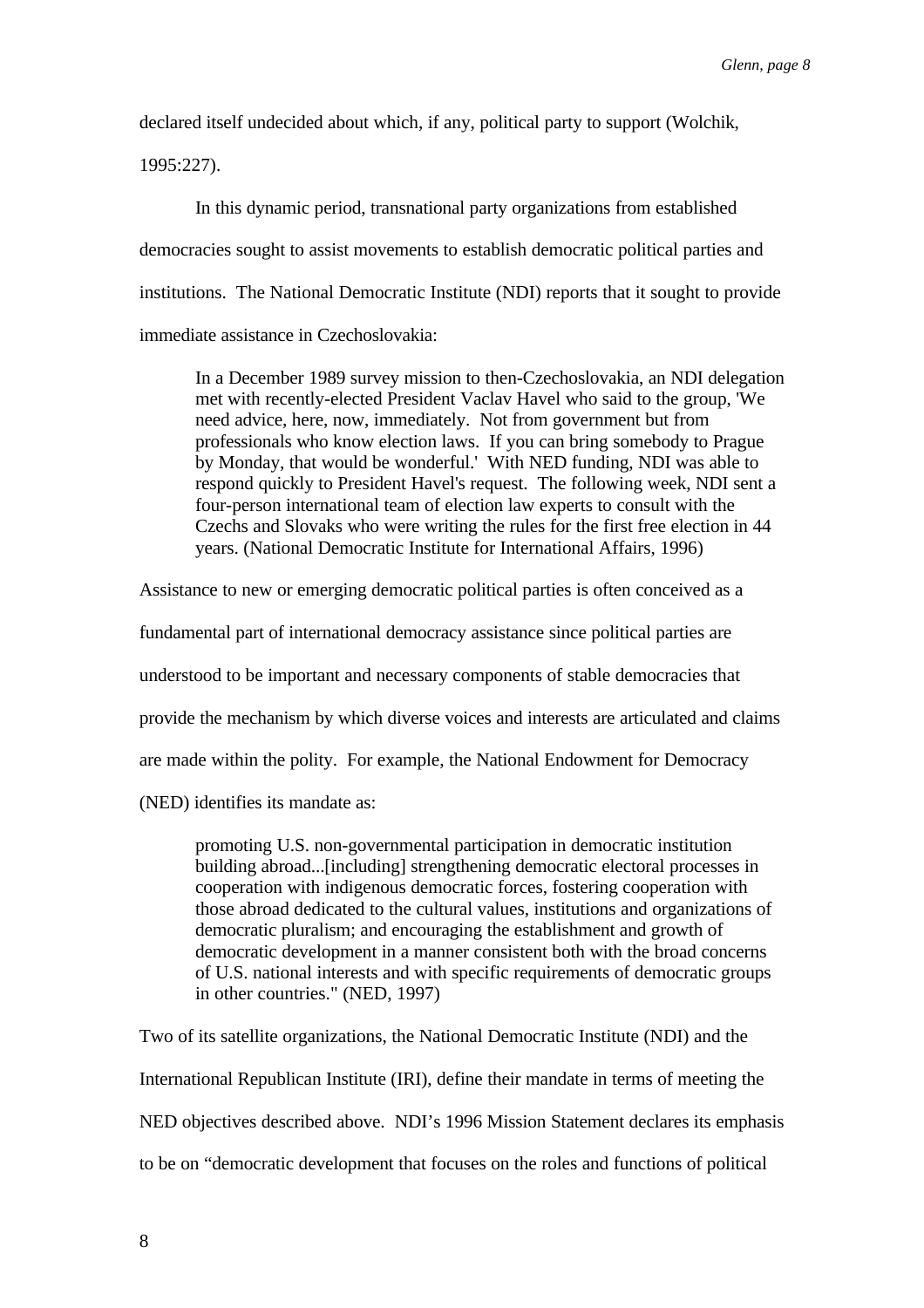declared itself undecided about which, if any, political party to support (Wolchik, 1995:227).

In this dynamic period, transnational party organizations from established democracies sought to assist movements to establish democratic political parties and institutions. The National Democratic Institute (NDI) reports that it sought to provide immediate assistance in Czechoslovakia:

> In a December 1989 survey mission to then-Czechoslovakia, an NDI delegation met with recently-elected President Vaclav Havel who said to the group, 'We need advice, here, now, immediately. Not from government but from professionals who know election laws. If you can bring somebody to Prague by Monday, that would be wonderful.' With NED funding, NDI was able to respond quickly to President Havel's request. The following week, NDI sent a four-person international team of election law experts to consult with the Czechs and Slovaks who were writing the rules for the first free election in 44 years. (National Democratic Institute for International Affairs, 1996)

Assistance to new or emerging democratic political parties is often conceived as a fundamental part of international democracy assistance since political parties are understood to be important and necessary components of stable democracies that provide the mechanism by which diverse voices and interests are articulated and claims are made within the polity. For example, the National Endowment for Democracy (NED) identifies its mandate as:

> promoting U.S. non-governmental participation in democratic institution building abroad...[including] strengthening democratic electoral processes in cooperation with indigenous democratic forces, fostering cooperation with those abroad dedicated to the cultural values, institutions and organizations of democratic pluralism; and encouraging the establishment and growth of democratic development in a manner consistent both with the broad concerns of U.S. national interests and with specific requirements of democratic groups in other countries." (NED, 1997)

Two of its satellite organizations, the National Democratic Institute (NDI) and the International Republican Institute (IRI), define their mandate in terms of meeting the NED objectives described above. NDI's 1996 Mission Statement declares its emphasis to be on "democratic development that focuses on the roles and functions of political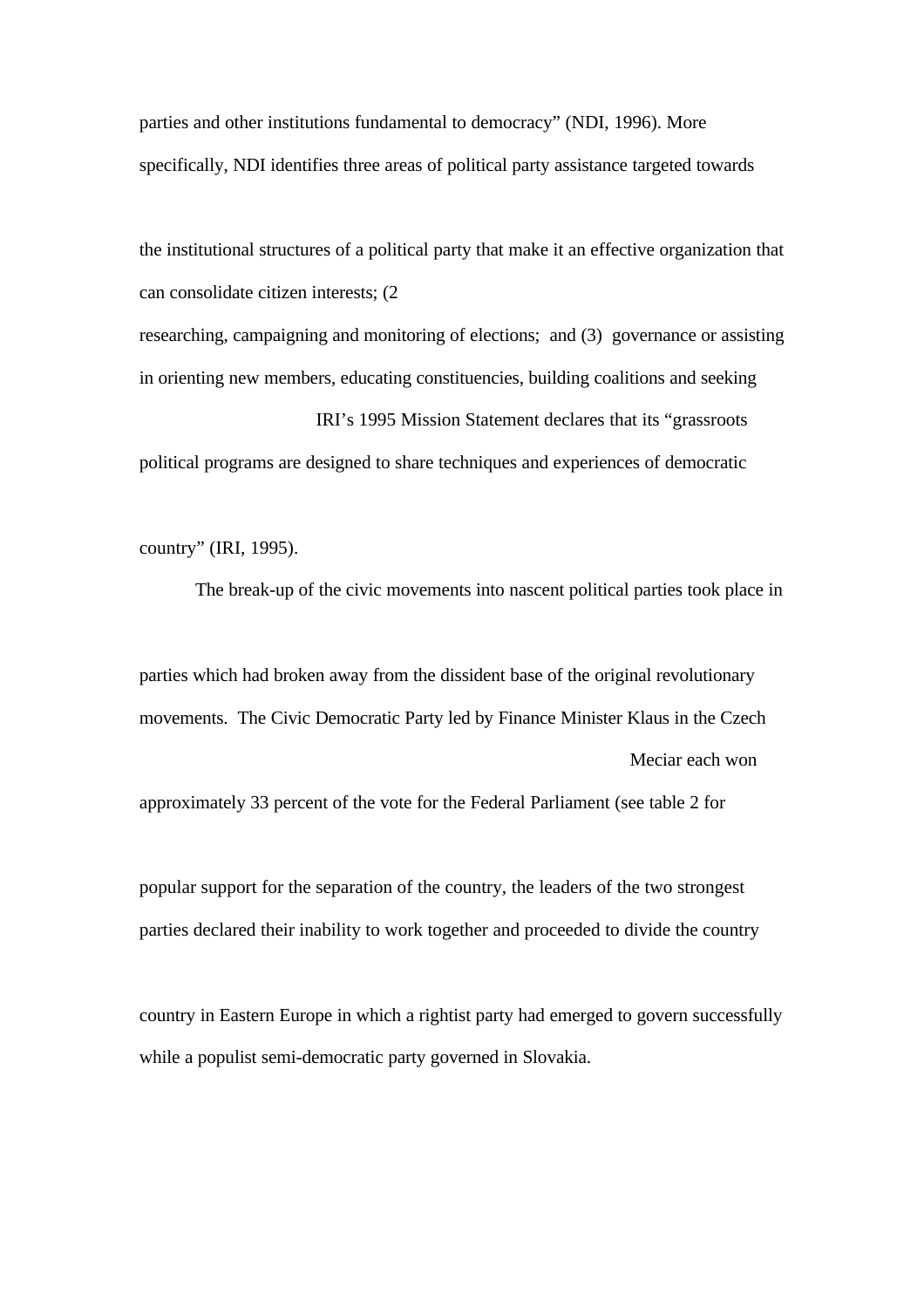parties and other institutions fundamental to democracy" (NDI, 1996). More specifically, NDI identifies three areas of political party assistance targeted towards

the institutional structures of a political party that make it an effective organization that can consolidate citizen interests; (2

researching, campaigning and monitoring of elections; and (3) governance or assisting in orienting new members, educating constituencies, building coalitions and seeking

IRI's 1995 Mission Statement declares that its "grassroots political programs are designed to share techniques and experiences of democratic

country" (IRI, 1995).

The break-up of the civic movements into nascent political parties took place in

parties which had broken away from the dissident base of the original revolutionary movements. The Civic Democratic Party led by Finance Minister Klaus in the Czech

Meciar each won approximately 33 percent of the vote for the Federal Parliament (see table 2 for

popular support for the separation of the country, the leaders of the two strongest parties declared their inability to work together and proceeded to divide the country

country in Eastern Europe in which a rightist party had emerged to govern successfully while a populist semi-democratic party governed in Slovakia.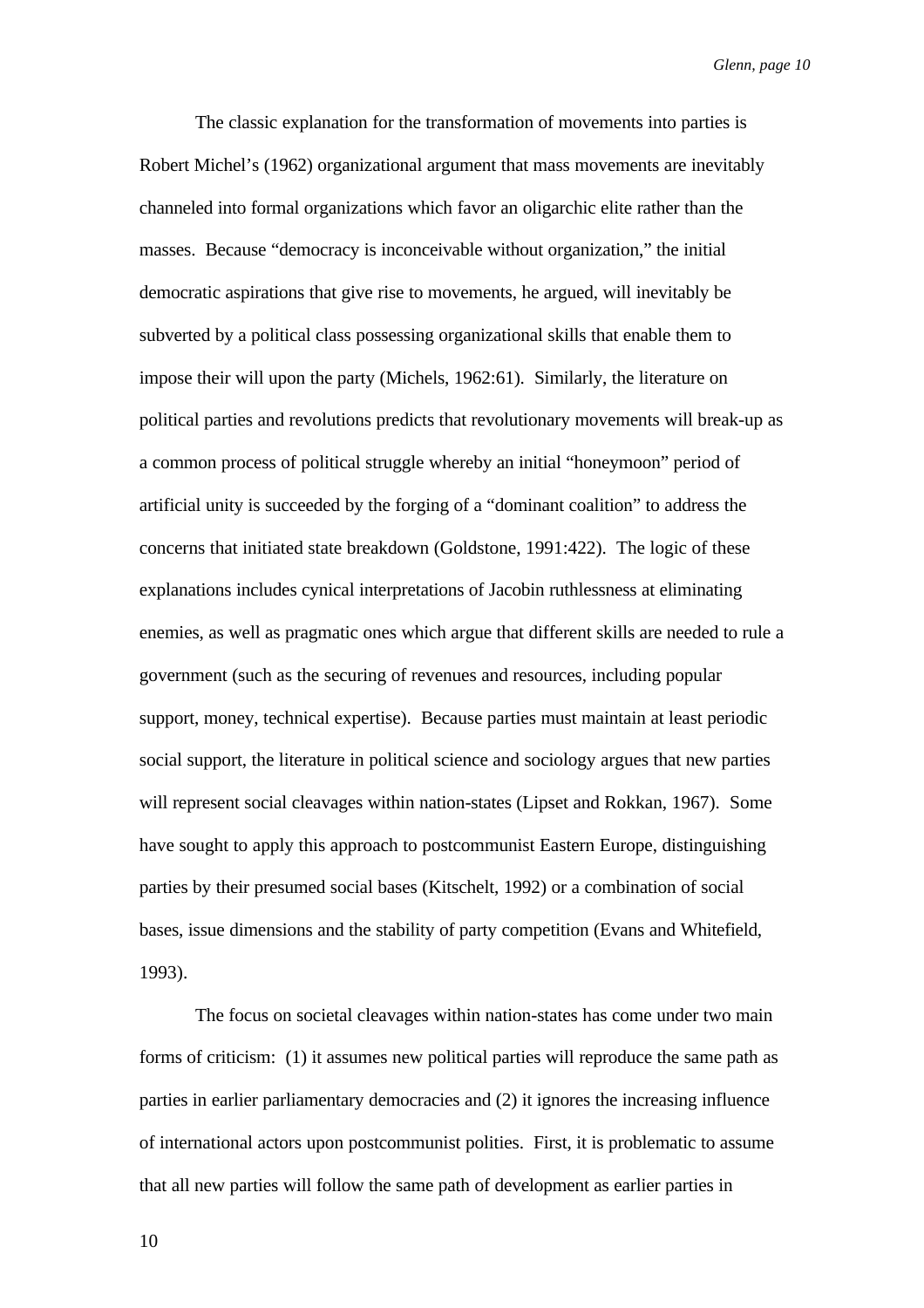The classic explanation for the transformation of movements into parties is Robert Michel's (1962) organizational argument that mass movements are inevitably channeled into formal organizations which favor an oligarchic elite rather than the masses. Because "democracy is inconceivable without organization," the initial democratic aspirations that give rise to movements, he argued, will inevitably be subverted by a political class possessing organizational skills that enable them to impose their will upon the party (Michels, 1962:61). Similarly, the literature on political parties and revolutions predicts that revolutionary movements will break-up as a common process of political struggle whereby an initial "honeymoon" period of artificial unity is succeeded by the forging of a "dominant coalition" to address the concerns that initiated state breakdown (Goldstone, 1991:422). The logic of these explanations includes cynical interpretations of Jacobin ruthlessness at eliminating enemies, as well as pragmatic ones which argue that different skills are needed to rule a government (such as the securing of revenues and resources, including popular support, money, technical expertise). Because parties must maintain at least periodic social support, the literature in political science and sociology argues that new parties will represent social cleavages within nation-states (Lipset and Rokkan, 1967). Some have sought to apply this approach to postcommunist Eastern Europe, distinguishing parties by their presumed social bases (Kitschelt, 1992) or a combination of social bases, issue dimensions and the stability of party competition (Evans and Whitefield, 1993).

The focus on societal cleavages within nation-states has come under two main forms of criticism: (1) it assumes new political parties will reproduce the same path as parties in earlier parliamentary democracies and (2) it ignores the increasing influence of international actors upon postcommunist polities. First, it is problematic to assume that all new parties will follow the same path of development as earlier parties in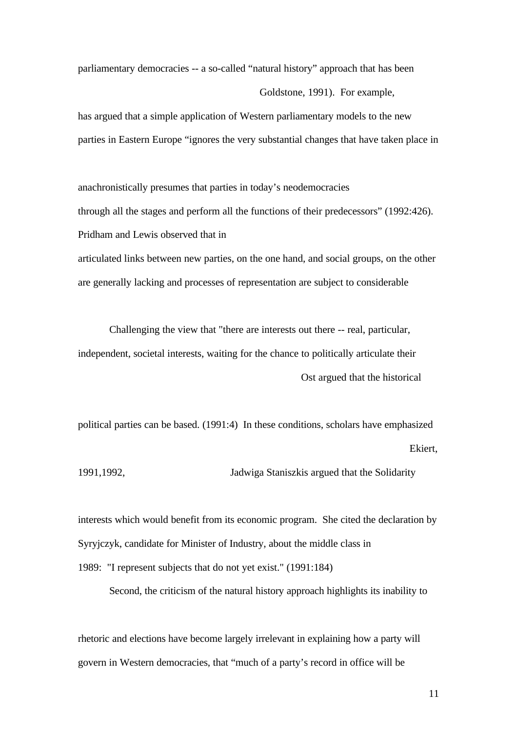parliamentary democracies -- a so-called "natural history" approach that has been

Goldstone, 1991). For example,

has argued that a simple application of Western parliamentary models to the new parties in Eastern Europe "ignores the very substantial changes that have taken place in

anachronistically presumes that parties in today's neodemocracies

through all the stages and perform all the functions of their predecessors" (1992:426). Pridham and Lewis observed that in

articulated links between new parties, on the one hand, and social groups, on the other are generally lacking and processes of representation are subject to considerable

Challenging the view that "there are interests out there -- real, particular, independent, societal interests, waiting for the chance to politically articulate their

Ost argued that the historical

political parties can be based. (1991:4) In these conditions, scholars have emphasized

Ekiert, 1991,1992,

Jadwiga Staniszkis argued that the Solidarity

interests which would benefit from its economic program. She cited the declaration by Syryjczyk, candidate for Minister of Industry, about the middle class in 1989: "I represent subjects that do not yet exist." (1991:184)

Second, the criticism of the natural history approach highlights its inability to

rhetoric and elections have become largely irrelevant in explaining how a party will govern in Western democracies, that "much of a party's record in office will be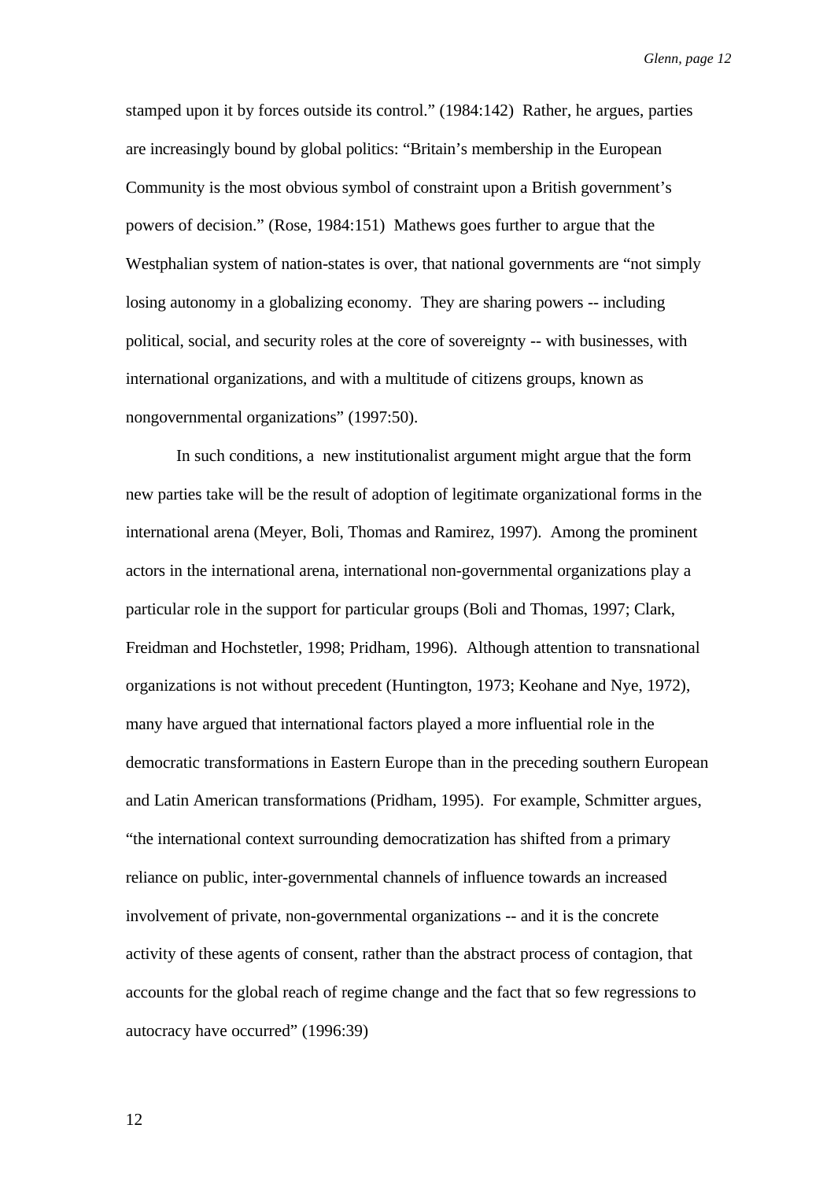stamped upon it by forces outside its control." (1984:142) Rather, he argues, parties are increasingly bound by global politics: "Britain's membership in the European Community is the most obvious symbol of constraint upon a British government's powers of decision." (Rose, 1984:151) Mathews goes further to argue that the Westphalian system of nation-states is over, that national governments are "not simply losing autonomy in a globalizing economy. They are sharing powers -- including political, social, and security roles at the core of sovereignty -- with businesses, with international organizations, and with a multitude of citizens groups, known as nongovernmental organizations" (1997:50).

In such conditions, a new institutionalist argument might argue that the form new parties take will be the result of adoption of legitimate organizational forms in the international arena (Meyer, Boli, Thomas and Ramirez, 1997). Among the prominent actors in the international arena, international non-governmental organizations play a particular role in the support for particular groups (Boli and Thomas, 1997; Clark, Freidman and Hochstetler, 1998; Pridham, 1996). Although attention to transnational organizations is not without precedent (Huntington, 1973; Keohane and Nye, 1972), many have argued that international factors played a more influential role in the democratic transformations in Eastern Europe than in the preceding southern European and Latin American transformations (Pridham, 1995). For example, Schmitter argues, "the international context surrounding democratization has shifted from a primary reliance on public, inter-governmental channels of influence towards an increased involvement of private, non-governmental organizations -- and it is the concrete activity of these agents of consent, rather than the abstract process of contagion, that accounts for the global reach of regime change and the fact that so few regressions to autocracy have occurred" (1996:39)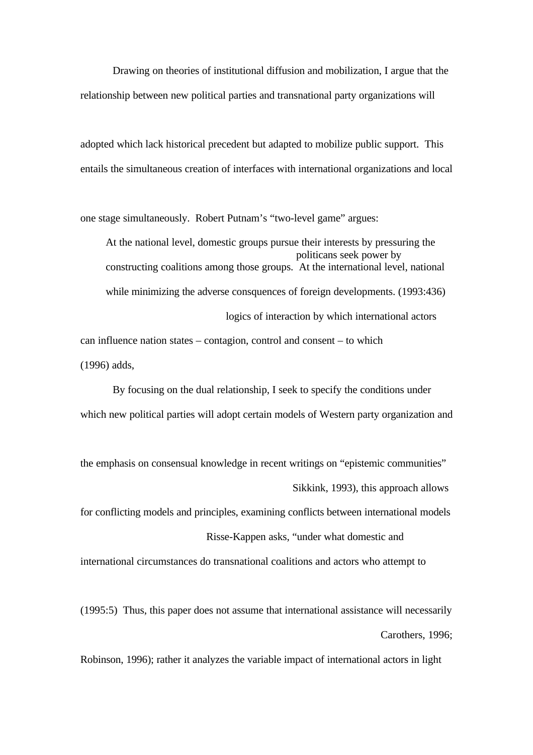Drawing on theories of institutional diffusion and mobilization, I argue that the relationship between new political parties and transnational party organizations will

adopted which lack historical precedent but adapted to mobilize public support. This entails the simultaneous creation of interfaces with international organizations and local

one stage simultaneously. Robert Putnam's "two-level game" argues:

> At the national level, domestic groups pursue their interests by pressuring the politicans seek power by constructing coalitions among those groups. At the international level, national
>
> while minimizing the adverse consquences of foreign developments. (1993:436)

logics of interaction by which international actors can influence nation states – contagion, control and consent – to which (1996) adds,

By focusing on the dual relationship, I seek to specify the conditions under which new political parties will adopt certain models of Western party organization and

the emphasis on consensual knowledge in recent writings on "epistemic communities" Sikkink, 1993), this approach allows for conflicting models and principles, examining conflicts between international models Risse-Kappen asks, "under what domestic and international circumstances do transnational coalitions and actors who attempt to

(1995:5) Thus, this paper does not assume that international assistance will necessarily Carothers, 1996; Robinson, 1996); rather it analyzes the variable impact of international actors in light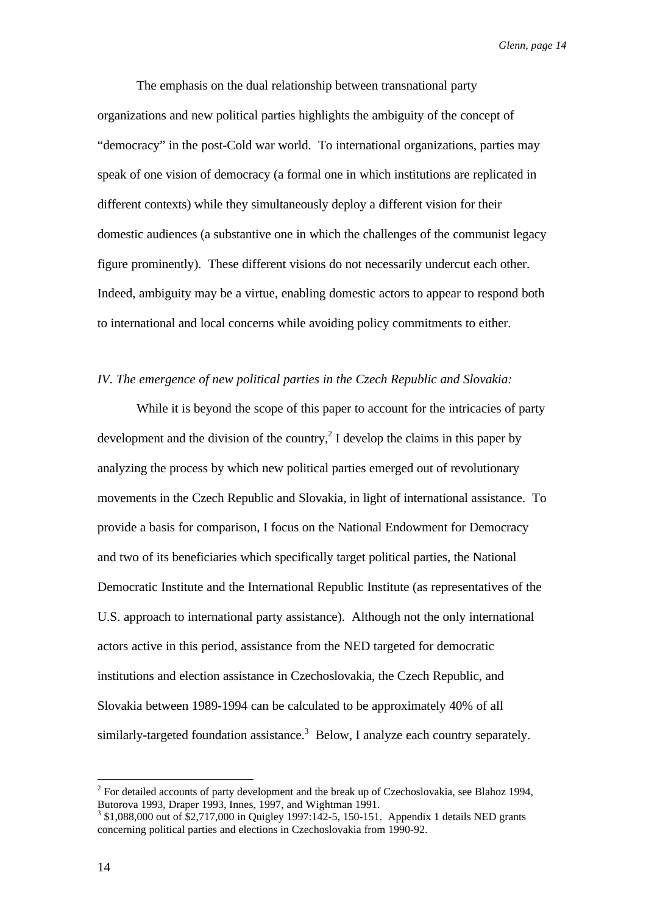The emphasis on the dual relationship between transnational party organizations and new political parties highlights the ambiguity of the concept of "democracy" in the post-Cold war world. To international organizations, parties may speak of one vision of democracy (a formal one in which institutions are replicated in different contexts) while they simultaneously deploy a different vision for their domestic audiences (a substantive one in which the challenges of the communist legacy figure prominently). These different visions do not necessarily undercut each other. Indeed, ambiguity may be a virtue, enabling domestic actors to appear to respond both to international and local concerns while avoiding policy commitments to either.

*IV. The emergence of new political parties in the Czech Republic and Slovakia:*

While it is beyond the scope of this paper to account for the intricacies of party development and the division of the country,[2] I develop the claims in this paper by analyzing the process by which new political parties emerged out of revolutionary movements in the Czech Republic and Slovakia, in light of international assistance. To provide a basis for comparison, I focus on the National Endowment for Democracy and two of its beneficiaries which specifically target political parties, the National Democratic Institute and the International Republic Institute (as representatives of the U.S. approach to international party assistance). Although not the only international actors active in this period, assistance from the NED targeted for democratic institutions and election assistance in Czechoslovakia, the Czech Republic, and Slovakia between 1989-1994 can be calculated to be approximately 40% of all similarly-targeted foundation assistance.[3] Below, I analyze each country separately.

---

[2] For detailed accounts of party development and the break up of Czechoslovakia, see Blahoz 1994, Butorova 1993, Draper 1993, Innes, 1997, and Wightman 1991.

[3] $1,088,000 out of $2,717,000 in Quigley 1997:142-5, 150-151. Appendix 1 details NED grants concerning political parties and elections in Czechoslovakia from 1990-92.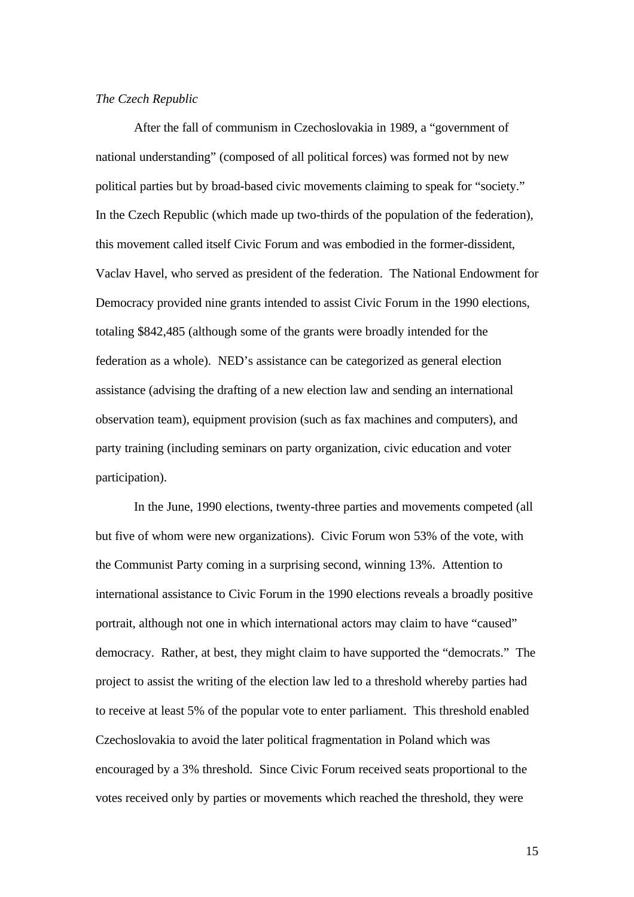*The Czech Republic*

After the fall of communism in Czechoslovakia in 1989, a "government of national understanding" (composed of all political forces) was formed not by new political parties but by broad-based civic movements claiming to speak for "society." In the Czech Republic (which made up two-thirds of the population of the federation), this movement called itself Civic Forum and was embodied in the former-dissident, Vaclav Havel, who served as president of the federation. The National Endowment for Democracy provided nine grants intended to assist Civic Forum in the 1990 elections, totaling $842,485 (although some of the grants were broadly intended for the federation as a whole). NED's assistance can be categorized as general election assistance (advising the drafting of a new election law and sending an international observation team), equipment provision (such as fax machines and computers), and party training (including seminars on party organization, civic education and voter participation).

In the June, 1990 elections, twenty-three parties and movements competed (all but five of whom were new organizations). Civic Forum won 53% of the vote, with the Communist Party coming in a surprising second, winning 13%. Attention to international assistance to Civic Forum in the 1990 elections reveals a broadly positive portrait, although not one in which international actors may claim to have "caused" democracy. Rather, at best, they might claim to have supported the "democrats." The project to assist the writing of the election law led to a threshold whereby parties had to receive at least 5% of the popular vote to enter parliament. This threshold enabled Czechoslovakia to avoid the later political fragmentation in Poland which was encouraged by a 3% threshold. Since Civic Forum received seats proportional to the votes received only by parties or movements which reached the threshold, they were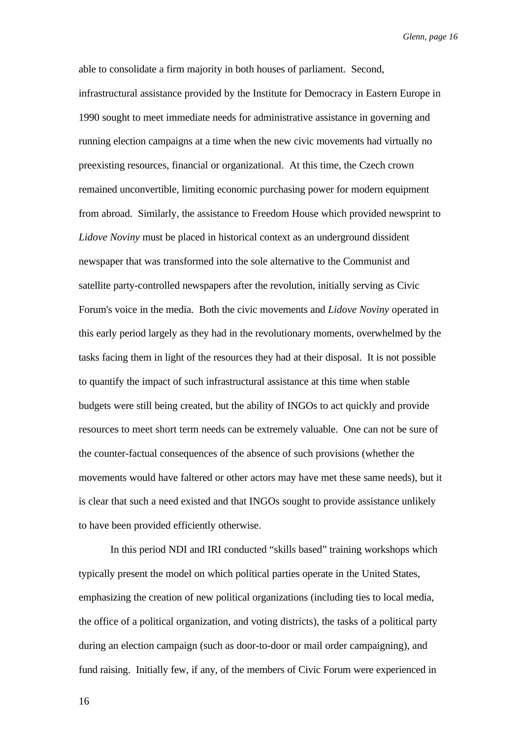able to consolidate a firm majority in both houses of parliament. Second, infrastructural assistance provided by the Institute for Democracy in Eastern Europe in 1990 sought to meet immediate needs for administrative assistance in governing and running election campaigns at a time when the new civic movements had virtually no preexisting resources, financial or organizational. At this time, the Czech crown remained unconvertible, limiting economic purchasing power for modern equipment from abroad. Similarly, the assistance to Freedom House which provided newsprint to *Lidove Noviny* must be placed in historical context as an underground dissident newspaper that was transformed into the sole alternative to the Communist and satellite party-controlled newspapers after the revolution, initially serving as Civic Forum's voice in the media. Both the civic movements and *Lidove Noviny* operated in this early period largely as they had in the revolutionary moments, overwhelmed by the tasks facing them in light of the resources they had at their disposal. It is not possible to quantify the impact of such infrastructural assistance at this time when stable budgets were still being created, but the ability of INGOs to act quickly and provide resources to meet short term needs can be extremely valuable. One can not be sure of the counter-factual consequences of the absence of such provisions (whether the movements would have faltered or other actors may have met these same needs), but it is clear that such a need existed and that INGOs sought to provide assistance unlikely to have been provided efficiently otherwise.

In this period NDI and IRI conducted "skills based" training workshops which typically present the model on which political parties operate in the United States, emphasizing the creation of new political organizations (including ties to local media, the office of a political organization, and voting districts), the tasks of a political party during an election campaign (such as door-to-door or mail order campaigning), and fund raising. Initially few, if any, of the members of Civic Forum were experienced in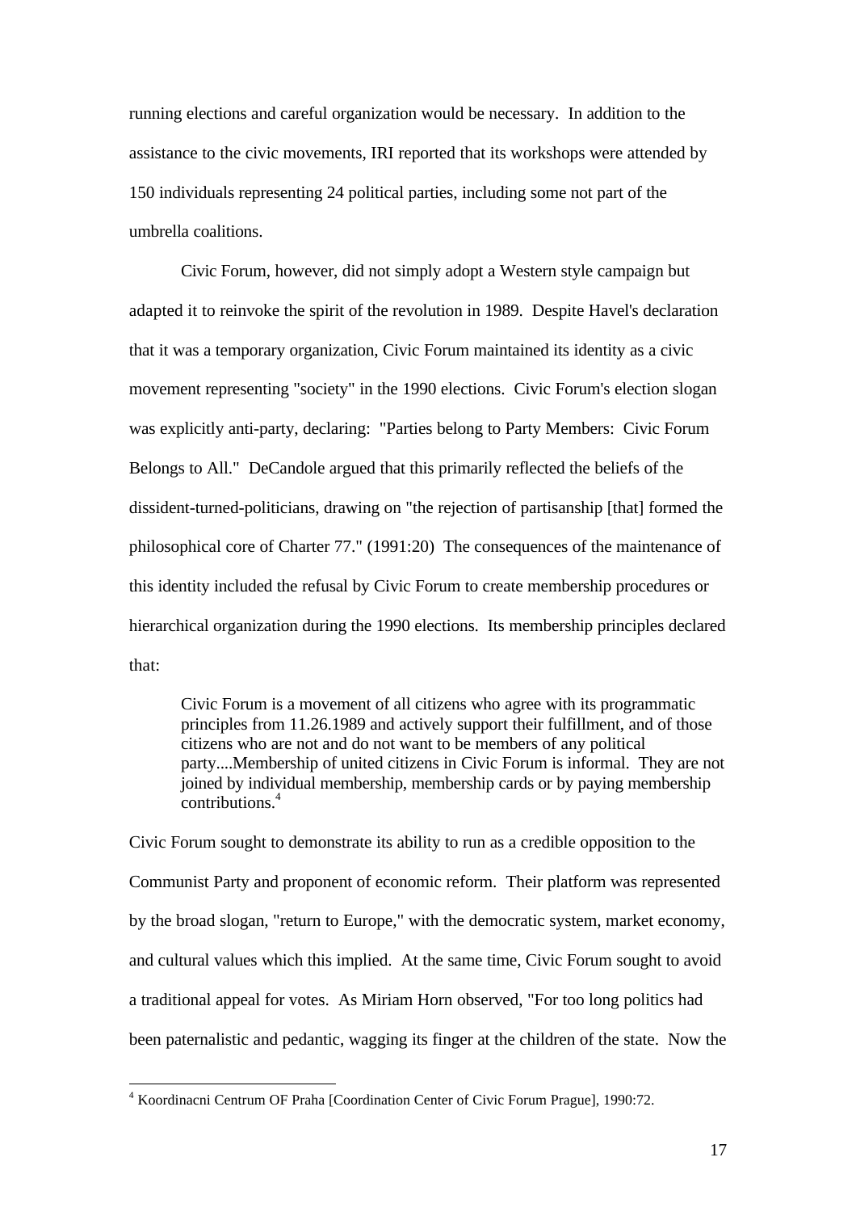running elections and careful organization would be necessary. In addition to the assistance to the civic movements, IRI reported that its workshops were attended by 150 individuals representing 24 political parties, including some not part of the umbrella coalitions.

Civic Forum, however, did not simply adopt a Western style campaign but adapted it to reinvoke the spirit of the revolution in 1989. Despite Havel's declaration that it was a temporary organization, Civic Forum maintained its identity as a civic movement representing "society" in the 1990 elections. Civic Forum's election slogan was explicitly anti-party, declaring: "Parties belong to Party Members: Civic Forum Belongs to All." DeCandole argued that this primarily reflected the beliefs of the dissident-turned-politicians, drawing on "the rejection of partisanship [that] formed the philosophical core of Charter 77." (1991:20) The consequences of the maintenance of this identity included the refusal by Civic Forum to create membership procedures or hierarchical organization during the 1990 elections. Its membership principles declared that:

> Civic Forum is a movement of all citizens who agree with its programmatic principles from 11.26.1989 and actively support their fulfillment, and of those citizens who are not and do not want to be members of any political party....Membership of united citizens in Civic Forum is informal. They are not joined by individual membership, membership cards or by paying membership contributions.[4]

Civic Forum sought to demonstrate its ability to run as a credible opposition to the Communist Party and proponent of economic reform. Their platform was represented by the broad slogan, "return to Europe," with the democratic system, market economy, and cultural values which this implied. At the same time, Civic Forum sought to avoid a traditional appeal for votes. As Miriam Horn observed, "For too long politics had been paternalistic and pedantic, wagging its finger at the children of the state. Now the

---

[4] Koordinacni Centrum OF Praha [Coordination Center of Civic Forum Prague], 1990:72.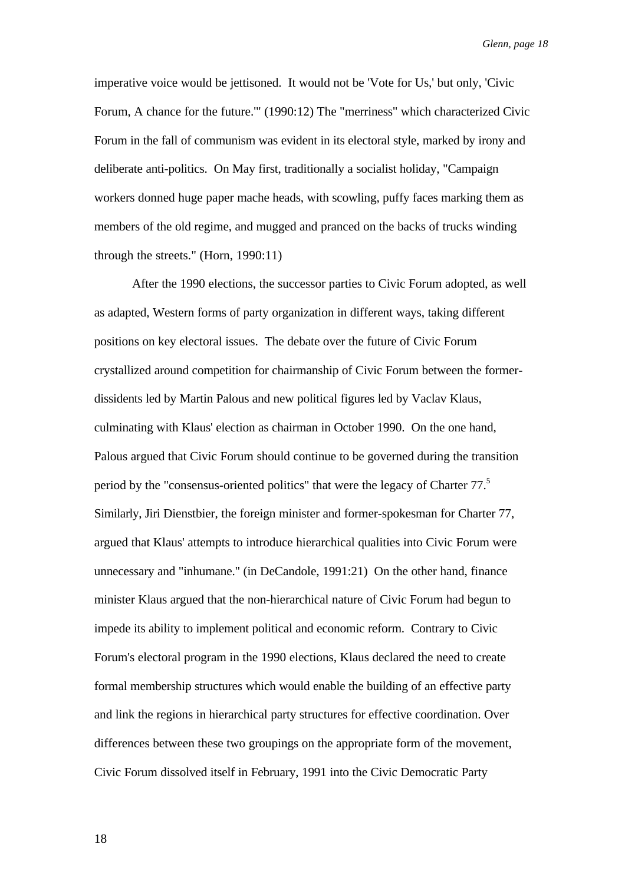imperative voice would be jettisoned. It would not be 'Vote for Us,' but only, 'Civic Forum, A chance for the future.'" (1990:12) The "merriness" which characterized Civic Forum in the fall of communism was evident in its electoral style, marked by irony and deliberate anti-politics. On May first, traditionally a socialist holiday, "Campaign workers donned huge paper mache heads, with scowling, puffy faces marking them as members of the old regime, and mugged and pranced on the backs of trucks winding through the streets." (Horn, 1990:11)

After the 1990 elections, the successor parties to Civic Forum adopted, as well as adapted, Western forms of party organization in different ways, taking different positions on key electoral issues. The debate over the future of Civic Forum crystallized around competition for chairmanship of Civic Forum between the former-dissidents led by Martin Palous and new political figures led by Vaclav Klaus, culminating with Klaus' election as chairman in October 1990. On the one hand, Palous argued that Civic Forum should continue to be governed during the transition period by the "consensus-oriented politics" that were the legacy of Charter 77.[5] Similarly, Jiri Dienstbier, the foreign minister and former-spokesman for Charter 77, argued that Klaus' attempts to introduce hierarchical qualities into Civic Forum were unnecessary and "inhumane." (in DeCandole, 1991:21) On the other hand, finance minister Klaus argued that the non-hierarchical nature of Civic Forum had begun to impede its ability to implement political and economic reform. Contrary to Civic Forum's electoral program in the 1990 elections, Klaus declared the need to create formal membership structures which would enable the building of an effective party and link the regions in hierarchical party structures for effective coordination. Over differences between these two groupings on the appropriate form of the movement, Civic Forum dissolved itself in February, 1991 into the Civic Democratic Party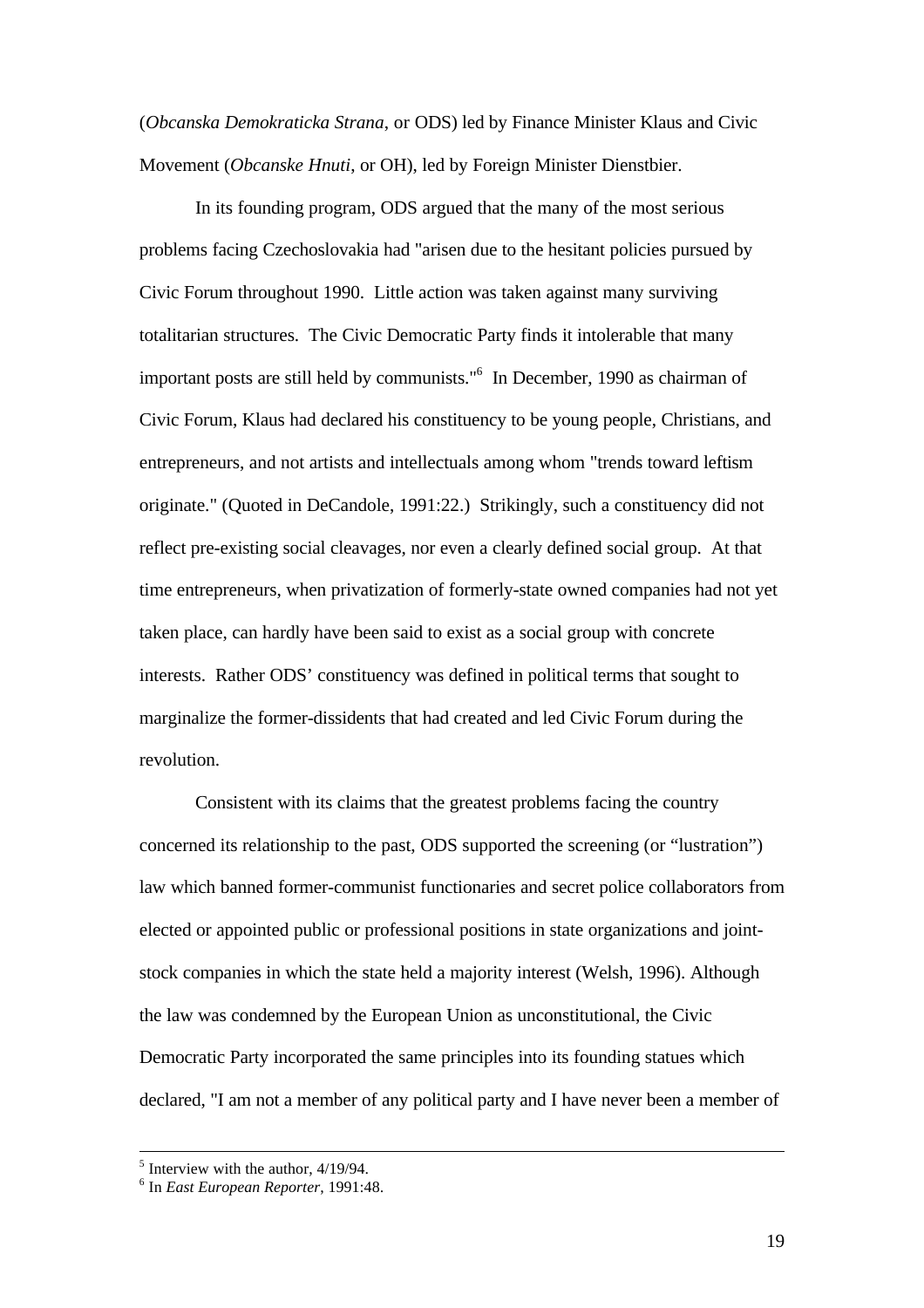(*Obcanska Demokraticka Strana*, or ODS) led by Finance Minister Klaus and Civic Movement (*Obcanske Hnuti*, or OH), led by Foreign Minister Dienstbier.

In its founding program, ODS argued that the many of the most serious problems facing Czechoslovakia had "arisen due to the hesitant policies pursued by Civic Forum throughout 1990. Little action was taken against many surviving totalitarian structures. The Civic Democratic Party finds it intolerable that many important posts are still held by communists."[6] In December, 1990 as chairman of Civic Forum, Klaus had declared his constituency to be young people, Christians, and entrepreneurs, and not artists and intellectuals among whom "trends toward leftism originate." (Quoted in DeCandole, 1991:22.) Strikingly, such a constituency did not reflect pre-existing social cleavages, nor even a clearly defined social group. At that time entrepreneurs, when privatization of formerly-state owned companies had not yet taken place, can hardly have been said to exist as a social group with concrete interests. Rather ODS' constituency was defined in political terms that sought to marginalize the former-dissidents that had created and led Civic Forum during the revolution.

Consistent with its claims that the greatest problems facing the country concerned its relationship to the past, ODS supported the screening (or "lustration") law which banned former-communist functionaries and secret police collaborators from elected or appointed public or professional positions in state organizations and joint-stock companies in which the state held a majority interest (Welsh, 1996). Although the law was condemned by the European Union as unconstitutional, the Civic Democratic Party incorporated the same principles into its founding statues which declared, "I am not a member of any political party and I have never been a member of

---

[5] Interview with the author, 4/19/94.

[6] In *East European Reporter*, 1991:48.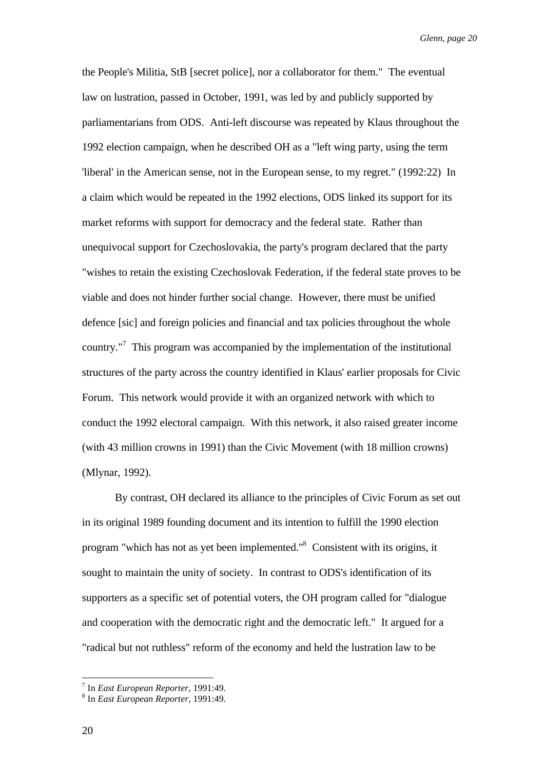the People's Militia, StB [secret police], nor a collaborator for them." The eventual law on lustration, passed in October, 1991, was led by and publicly supported by parliamentarians from ODS. Anti-left discourse was repeated by Klaus throughout the 1992 election campaign, when he described OH as a "left wing party, using the term 'liberal' in the American sense, not in the European sense, to my regret." (1992:22) In a claim which would be repeated in the 1992 elections, ODS linked its support for its market reforms with support for democracy and the federal state. Rather than unequivocal support for Czechoslovakia, the party's program declared that the party "wishes to retain the existing Czechoslovak Federation, if the federal state proves to be viable and does not hinder further social change. However, there must be unified defence [sic] and foreign policies and financial and tax policies throughout the whole country."[7] This program was accompanied by the implementation of the institutional structures of the party across the country identified in Klaus' earlier proposals for Civic Forum. This network would provide it with an organized network with which to conduct the 1992 electoral campaign. With this network, it also raised greater income (with 43 million crowns in 1991) than the Civic Movement (with 18 million crowns) (Mlynar, 1992).

By contrast, OH declared its alliance to the principles of Civic Forum as set out in its original 1989 founding document and its intention to fulfill the 1990 election program "which has not as yet been implemented."[8] Consistent with its origins, it sought to maintain the unity of society. In contrast to ODS's identification of its supporters as a specific set of potential voters, the OH program called for "dialogue and cooperation with the democratic right and the democratic left." It argued for a "radical but not ruthless" reform of the economy and held the lustration law to be

---

[7] In *East European Reporter*, 1991:49.

[8] In *East European Reporter*, 1991:49.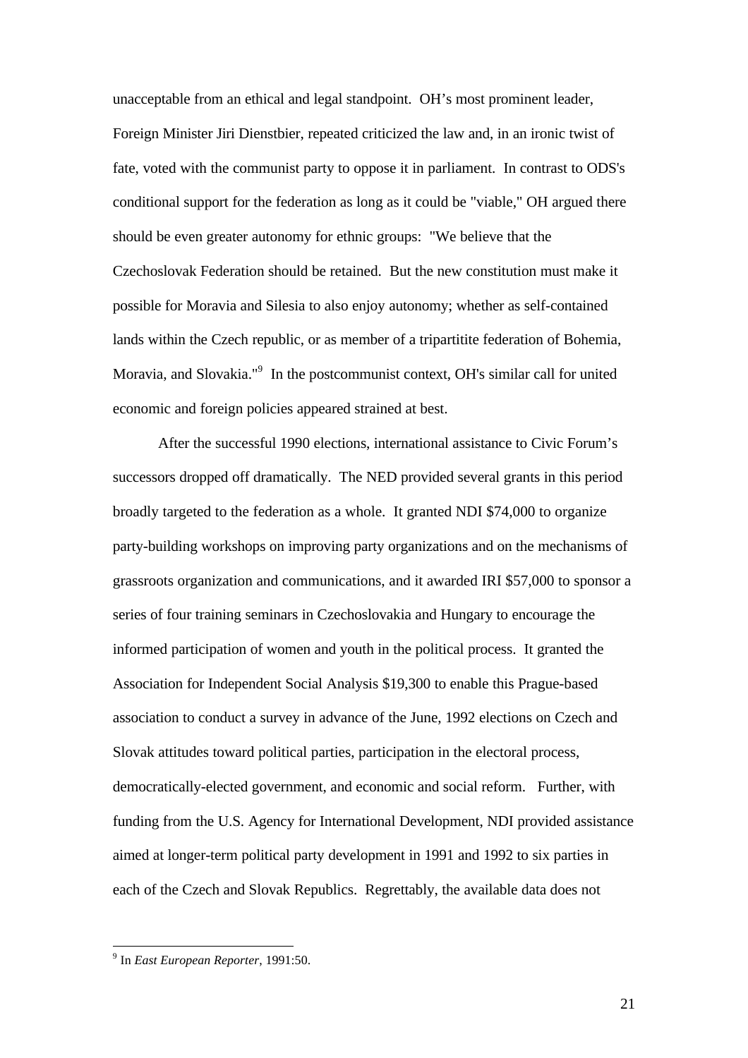unacceptable from an ethical and legal standpoint. OH's most prominent leader, Foreign Minister Jiri Dienstbier, repeated criticized the law and, in an ironic twist of fate, voted with the communist party to oppose it in parliament. In contrast to ODS's conditional support for the federation as long as it could be "viable," OH argued there should be even greater autonomy for ethnic groups: "We believe that the Czechoslovak Federation should be retained. But the new constitution must make it possible for Moravia and Silesia to also enjoy autonomy; whether as self-contained lands within the Czech republic, or as member of a tripartitite federation of Bohemia, Moravia, and Slovakia."[9] In the postcommunist context, OH's similar call for united economic and foreign policies appeared strained at best.

After the successful 1990 elections, international assistance to Civic Forum's successors dropped off dramatically. The NED provided several grants in this period broadly targeted to the federation as a whole. It granted NDI $74,000 to organize party-building workshops on improving party organizations and on the mechanisms of grassroots organization and communications, and it awarded IRI $57,000 to sponsor a series of four training seminars in Czechoslovakia and Hungary to encourage the informed participation of women and youth in the political process. It granted the Association for Independent Social Analysis $19,300 to enable this Prague-based association to conduct a survey in advance of the June, 1992 elections on Czech and Slovak attitudes toward political parties, participation in the electoral process, democratically-elected government, and economic and social reform. Further, with funding from the U.S. Agency for International Development, NDI provided assistance aimed at longer-term political party development in 1991 and 1992 to six parties in each of the Czech and Slovak Republics. Regrettably, the available data does not

[9] In *East European Reporter*, 1991:50.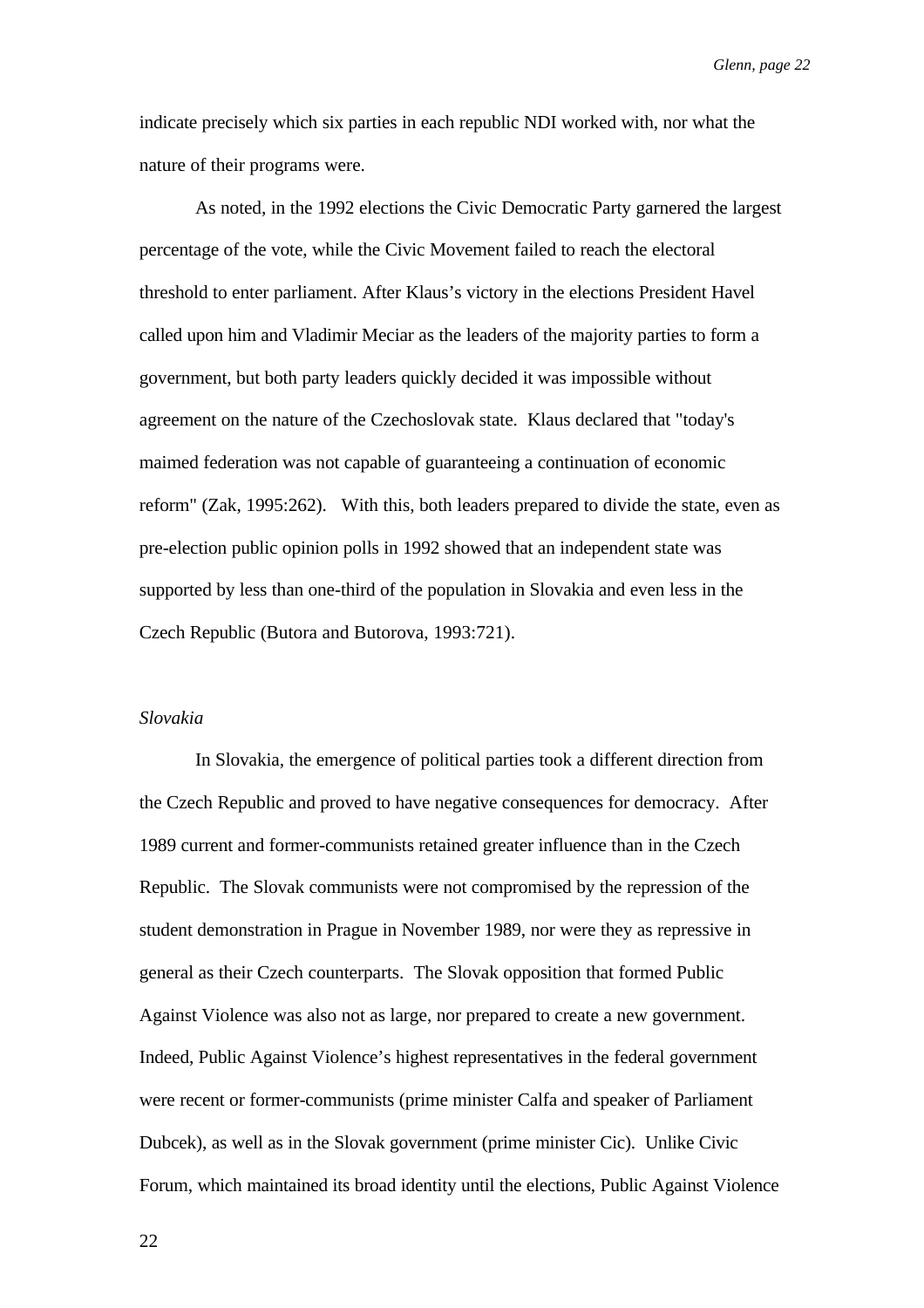indicate precisely which six parties in each republic NDI worked with, nor what the nature of their programs were.

As noted, in the 1992 elections the Civic Democratic Party garnered the largest percentage of the vote, while the Civic Movement failed to reach the electoral threshold to enter parliament. After Klaus's victory in the elections President Havel called upon him and Vladimir Meciar as the leaders of the majority parties to form a government, but both party leaders quickly decided it was impossible without agreement on the nature of the Czechoslovak state. Klaus declared that "today's maimed federation was not capable of guaranteeing a continuation of economic reform" (Zak, 1995:262). With this, both leaders prepared to divide the state, even as pre-election public opinion polls in 1992 showed that an independent state was supported by less than one-third of the population in Slovakia and even less in the Czech Republic (Butora and Butorova, 1993:721).

*Slovakia*

In Slovakia, the emergence of political parties took a different direction from the Czech Republic and proved to have negative consequences for democracy. After 1989 current and former-communists retained greater influence than in the Czech Republic. The Slovak communists were not compromised by the repression of the student demonstration in Prague in November 1989, nor were they as repressive in general as their Czech counterparts. The Slovak opposition that formed Public Against Violence was also not as large, nor prepared to create a new government. Indeed, Public Against Violence's highest representatives in the federal government were recent or former-communists (prime minister Calfa and speaker of Parliament Dubcek), as well as in the Slovak government (prime minister Cic). Unlike Civic Forum, which maintained its broad identity until the elections, Public Against Violence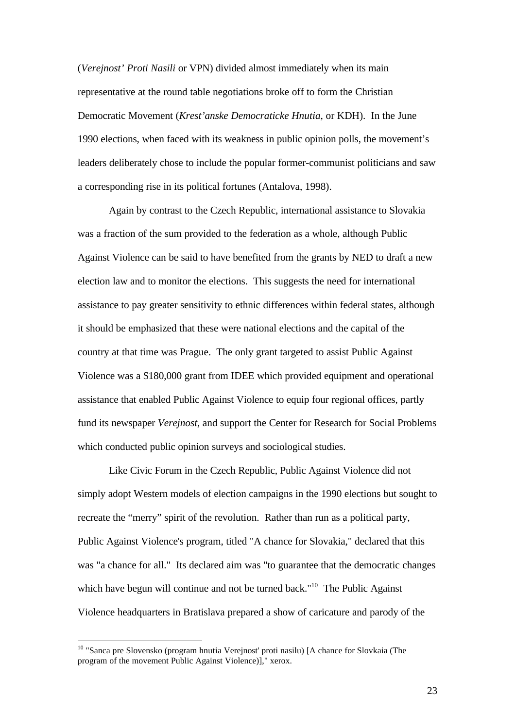(*Verejnost' Proti Nasili* or VPN) divided almost immediately when its main representative at the round table negotiations broke off to form the Christian Democratic Movement (*Krest'anske Democraticke Hnutia*, or KDH). In the June 1990 elections, when faced with its weakness in public opinion polls, the movement's leaders deliberately chose to include the popular former-communist politicians and saw a corresponding rise in its political fortunes (Antalova, 1998).

Again by contrast to the Czech Republic, international assistance to Slovakia was a fraction of the sum provided to the federation as a whole, although Public Against Violence can be said to have benefited from the grants by NED to draft a new election law and to monitor the elections. This suggests the need for international assistance to pay greater sensitivity to ethnic differences within federal states, although it should be emphasized that these were national elections and the capital of the country at that time was Prague. The only grant targeted to assist Public Against Violence was a $180,000 grant from IDEE which provided equipment and operational assistance that enabled Public Against Violence to equip four regional offices, partly fund its newspaper *Verejnost*, and support the Center for Research for Social Problems which conducted public opinion surveys and sociological studies.

Like Civic Forum in the Czech Republic, Public Against Violence did not simply adopt Western models of election campaigns in the 1990 elections but sought to recreate the "merry" spirit of the revolution. Rather than run as a political party, Public Against Violence's program, titled "A chance for Slovakia," declared that this was "a chance for all." Its declared aim was "to guarantee that the democratic changes which have begun will continue and not be turned back."[10] The Public Against Violence headquarters in Bratislava prepared a show of caricature and parody of the

[10] "Sanca pre Slovensko (program hnutia Verejnost' proti nasilu) [A chance for Slovkaia (The program of the movement Public Against Violence)]," xerox.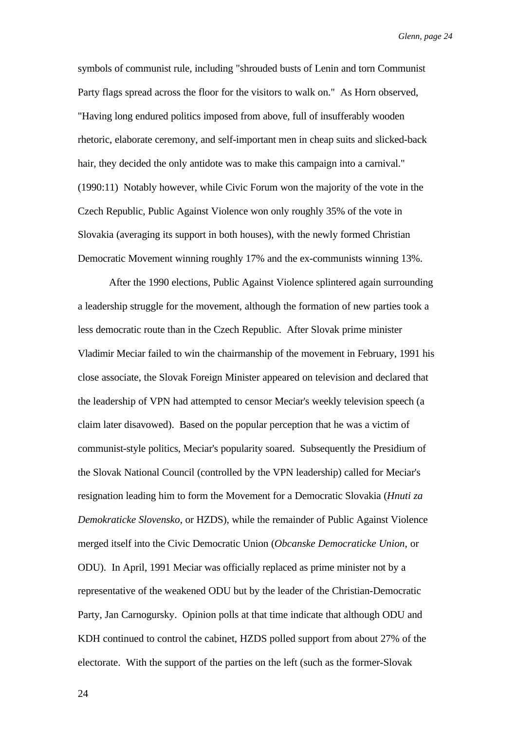symbols of communist rule, including "shrouded busts of Lenin and torn Communist Party flags spread across the floor for the visitors to walk on." As Horn observed, "Having long endured politics imposed from above, full of insufferably wooden rhetoric, elaborate ceremony, and self-important men in cheap suits and slicked-back hair, they decided the only antidote was to make this campaign into a carnival." (1990:11) Notably however, while Civic Forum won the majority of the vote in the Czech Republic, Public Against Violence won only roughly 35% of the vote in Slovakia (averaging its support in both houses), with the newly formed Christian Democratic Movement winning roughly 17% and the ex-communists winning 13%.

After the 1990 elections, Public Against Violence splintered again surrounding a leadership struggle for the movement, although the formation of new parties took a less democratic route than in the Czech Republic. After Slovak prime minister Vladimir Meciar failed to win the chairmanship of the movement in February, 1991 his close associate, the Slovak Foreign Minister appeared on television and declared that the leadership of VPN had attempted to censor Meciar's weekly television speech (a claim later disavowed). Based on the popular perception that he was a victim of communist-style politics, Meciar's popularity soared. Subsequently the Presidium of the Slovak National Council (controlled by the VPN leadership) called for Meciar's resignation leading him to form the Movement for a Democratic Slovakia (*Hnuti za Demokraticke Slovensko*, or HZDS), while the remainder of Public Against Violence merged itself into the Civic Democratic Union (*Obcanske Democraticke Union*, or ODU). In April, 1991 Meciar was officially replaced as prime minister not by a representative of the weakened ODU but by the leader of the Christian-Democratic Party, Jan Carnogursky. Opinion polls at that time indicate that although ODU and KDH continued to control the cabinet, HZDS polled support from about 27% of the electorate. With the support of the parties on the left (such as the former-Slovak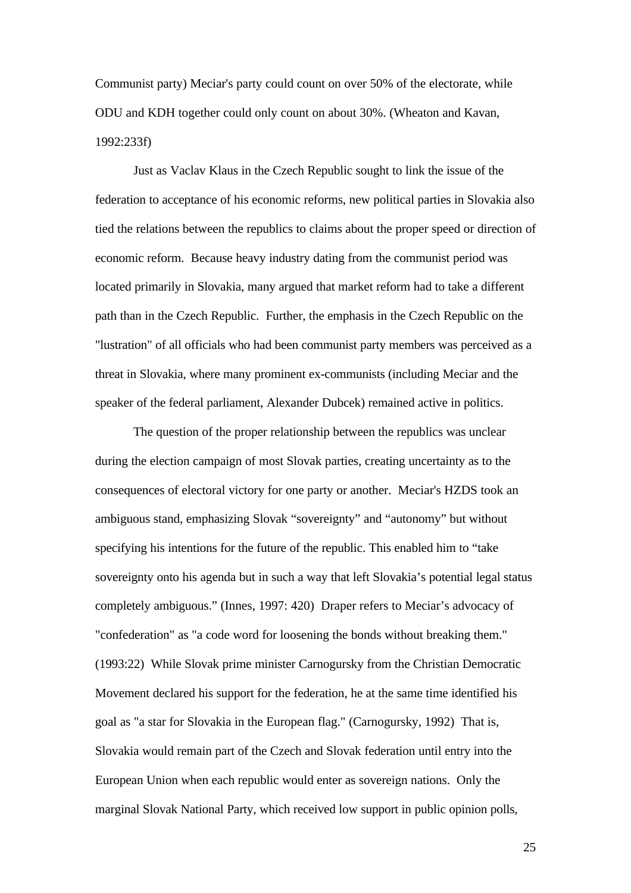Communist party) Meciar's party could count on over 50% of the electorate, while ODU and KDH together could only count on about 30%. (Wheaton and Kavan, 1992:233f)

Just as Vaclav Klaus in the Czech Republic sought to link the issue of the federation to acceptance of his economic reforms, new political parties in Slovakia also tied the relations between the republics to claims about the proper speed or direction of economic reform. Because heavy industry dating from the communist period was located primarily in Slovakia, many argued that market reform had to take a different path than in the Czech Republic. Further, the emphasis in the Czech Republic on the "lustration" of all officials who had been communist party members was perceived as a threat in Slovakia, where many prominent ex-communists (including Meciar and the speaker of the federal parliament, Alexander Dubcek) remained active in politics.

The question of the proper relationship between the republics was unclear during the election campaign of most Slovak parties, creating uncertainty as to the consequences of electoral victory for one party or another. Meciar's HZDS took an ambiguous stand, emphasizing Slovak "sovereignty" and "autonomy" but without specifying his intentions for the future of the republic. This enabled him to "take sovereignty onto his agenda but in such a way that left Slovakia's potential legal status completely ambiguous." (Innes, 1997: 420) Draper refers to Meciar's advocacy of "confederation" as "a code word for loosening the bonds without breaking them." (1993:22) While Slovak prime minister Carnogursky from the Christian Democratic Movement declared his support for the federation, he at the same time identified his goal as "a star for Slovakia in the European flag." (Carnogursky, 1992) That is, Slovakia would remain part of the Czech and Slovak federation until entry into the European Union when each republic would enter as sovereign nations. Only the marginal Slovak National Party, which received low support in public opinion polls,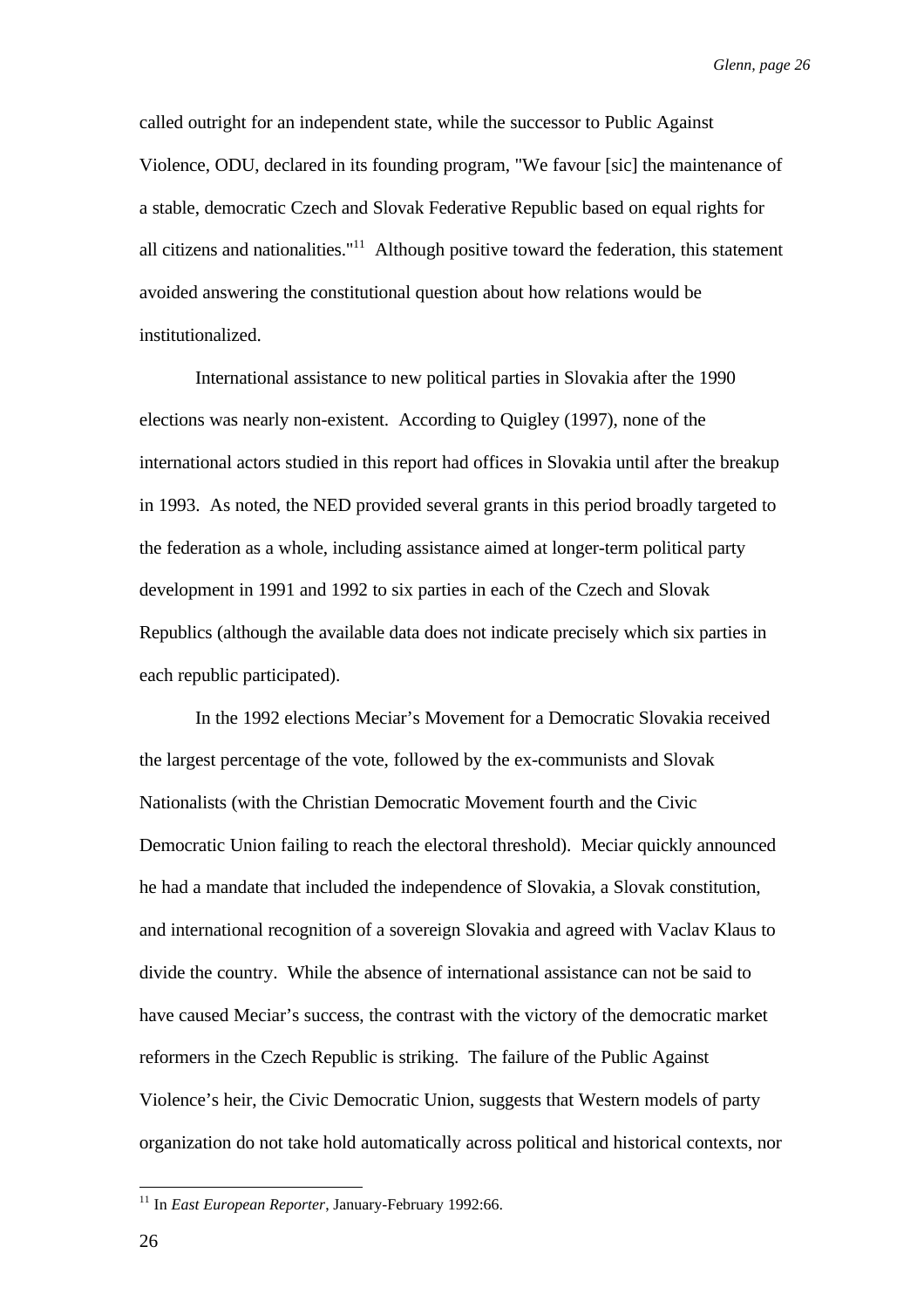called outright for an independent state, while the successor to Public Against Violence, ODU, declared in its founding program, "We favour [sic] the maintenance of a stable, democratic Czech and Slovak Federative Republic based on equal rights for all citizens and nationalities."[11] Although positive toward the federation, this statement avoided answering the constitutional question about how relations would be institutionalized.

International assistance to new political parties in Slovakia after the 1990 elections was nearly non-existent. According to Quigley (1997), none of the international actors studied in this report had offices in Slovakia until after the breakup in 1993. As noted, the NED provided several grants in this period broadly targeted to the federation as a whole, including assistance aimed at longer-term political party development in 1991 and 1992 to six parties in each of the Czech and Slovak Republics (although the available data does not indicate precisely which six parties in each republic participated).

In the 1992 elections Meciar's Movement for a Democratic Slovakia received the largest percentage of the vote, followed by the ex-communists and Slovak Nationalists (with the Christian Democratic Movement fourth and the Civic Democratic Union failing to reach the electoral threshold). Meciar quickly announced he had a mandate that included the independence of Slovakia, a Slovak constitution, and international recognition of a sovereign Slovakia and agreed with Vaclav Klaus to divide the country. While the absence of international assistance can not be said to have caused Meciar's success, the contrast with the victory of the democratic market reformers in the Czech Republic is striking. The failure of the Public Against Violence's heir, the Civic Democratic Union, suggests that Western models of party organization do not take hold automatically across political and historical contexts, nor

[11] In *East European Reporter*, January-February 1992:66.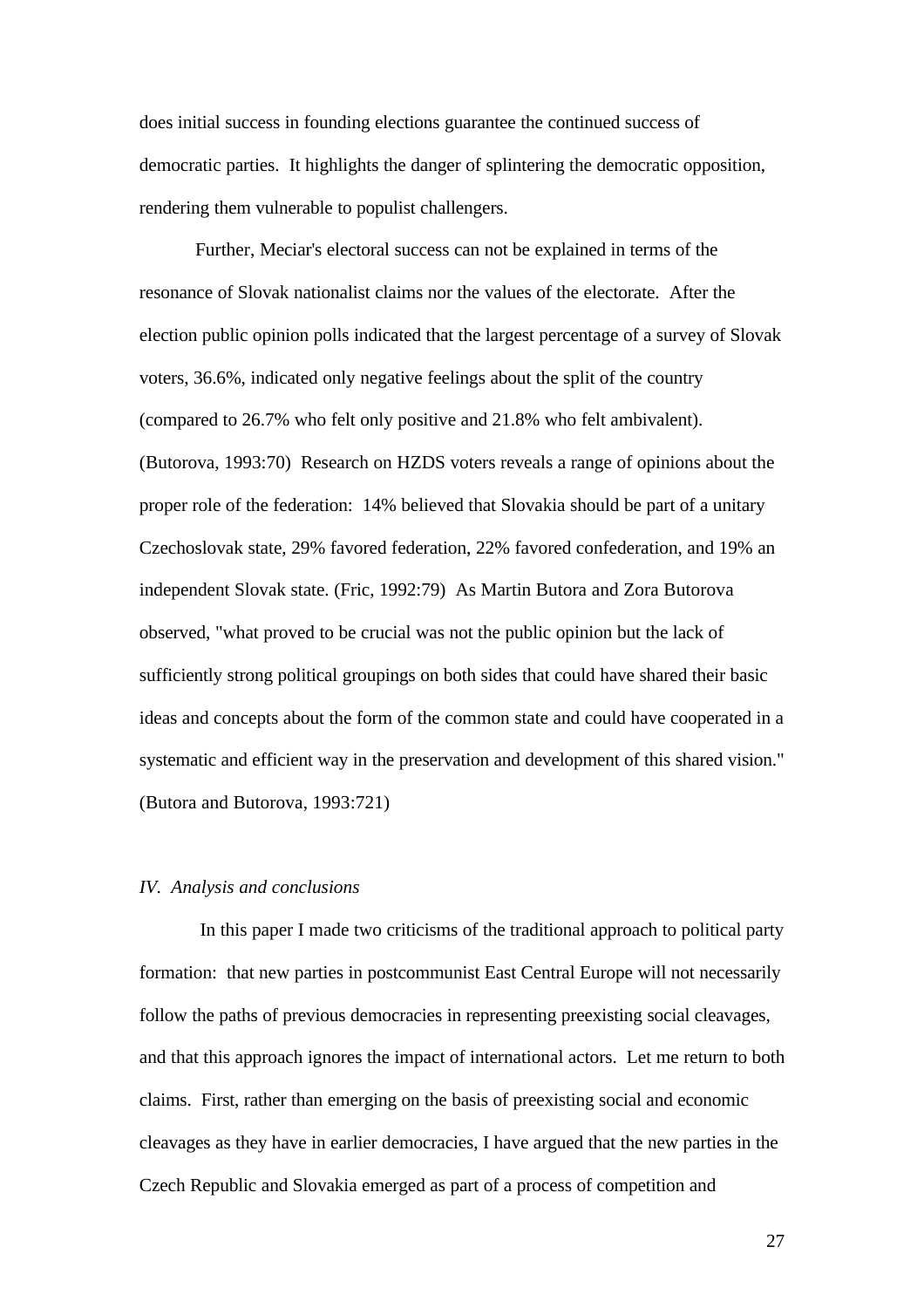does initial success in founding elections guarantee the continued success of democratic parties. It highlights the danger of splintering the democratic opposition, rendering them vulnerable to populist challengers.

Further, Meciar's electoral success can not be explained in terms of the resonance of Slovak nationalist claims nor the values of the electorate. After the election public opinion polls indicated that the largest percentage of a survey of Slovak voters, 36.6%, indicated only negative feelings about the split of the country (compared to 26.7% who felt only positive and 21.8% who felt ambivalent). (Butorova, 1993:70) Research on HZDS voters reveals a range of opinions about the proper role of the federation: 14% believed that Slovakia should be part of a unitary Czechoslovak state, 29% favored federation, 22% favored confederation, and 19% an independent Slovak state. (Fric, 1992:79) As Martin Butora and Zora Butorova observed, "what proved to be crucial was not the public opinion but the lack of sufficiently strong political groupings on both sides that could have shared their basic ideas and concepts about the form of the common state and could have cooperated in a systematic and efficient way in the preservation and development of this shared vision." (Butora and Butorova, 1993:721)

### *IV. Analysis and conclusions*

In this paper I made two criticisms of the traditional approach to political party formation: that new parties in postcommunist East Central Europe will not necessarily follow the paths of previous democracies in representing preexisting social cleavages, and that this approach ignores the impact of international actors. Let me return to both claims. First, rather than emerging on the basis of preexisting social and economic cleavages as they have in earlier democracies, I have argued that the new parties in the Czech Republic and Slovakia emerged as part of a process of competition and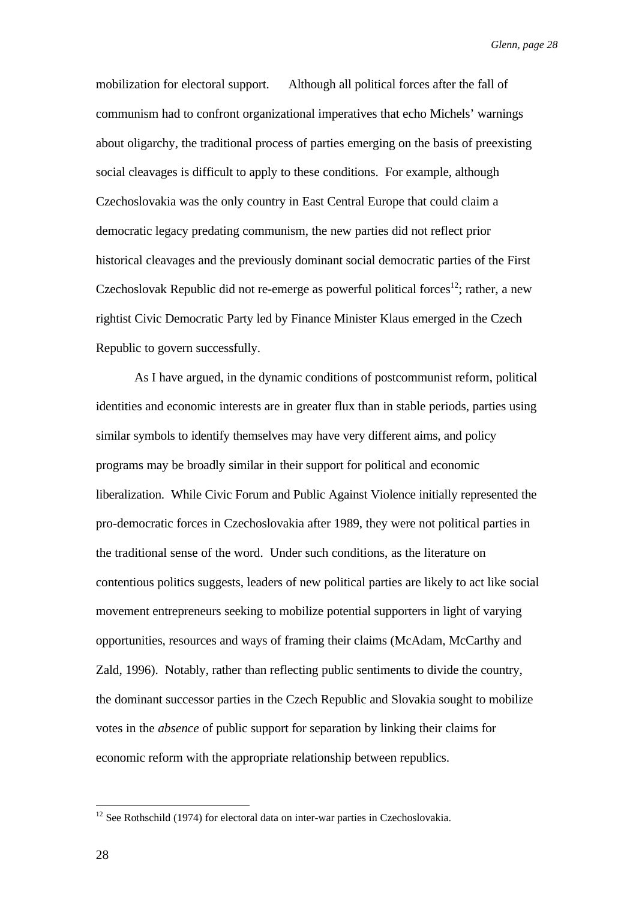mobilization for electoral support. Although all political forces after the fall of communism had to confront organizational imperatives that echo Michels' warnings about oligarchy, the traditional process of parties emerging on the basis of preexisting social cleavages is difficult to apply to these conditions. For example, although Czechoslovakia was the only country in East Central Europe that could claim a democratic legacy predating communism, the new parties did not reflect prior historical cleavages and the previously dominant social democratic parties of the First Czechoslovak Republic did not re-emerge as powerful political forces[12]; rather, a new rightist Civic Democratic Party led by Finance Minister Klaus emerged in the Czech Republic to govern successfully.

As I have argued, in the dynamic conditions of postcommunist reform, political identities and economic interests are in greater flux than in stable periods, parties using similar symbols to identify themselves may have very different aims, and policy programs may be broadly similar in their support for political and economic liberalization. While Civic Forum and Public Against Violence initially represented the pro-democratic forces in Czechoslovakia after 1989, they were not political parties in the traditional sense of the word. Under such conditions, as the literature on contentious politics suggests, leaders of new political parties are likely to act like social movement entrepreneurs seeking to mobilize potential supporters in light of varying opportunities, resources and ways of framing their claims (McAdam, McCarthy and Zald, 1996). Notably, rather than reflecting public sentiments to divide the country, the dominant successor parties in the Czech Republic and Slovakia sought to mobilize votes in the *absence* of public support for separation by linking their claims for economic reform with the appropriate relationship between republics.

[12] See Rothschild (1974) for electoral data on inter-war parties in Czechoslovakia.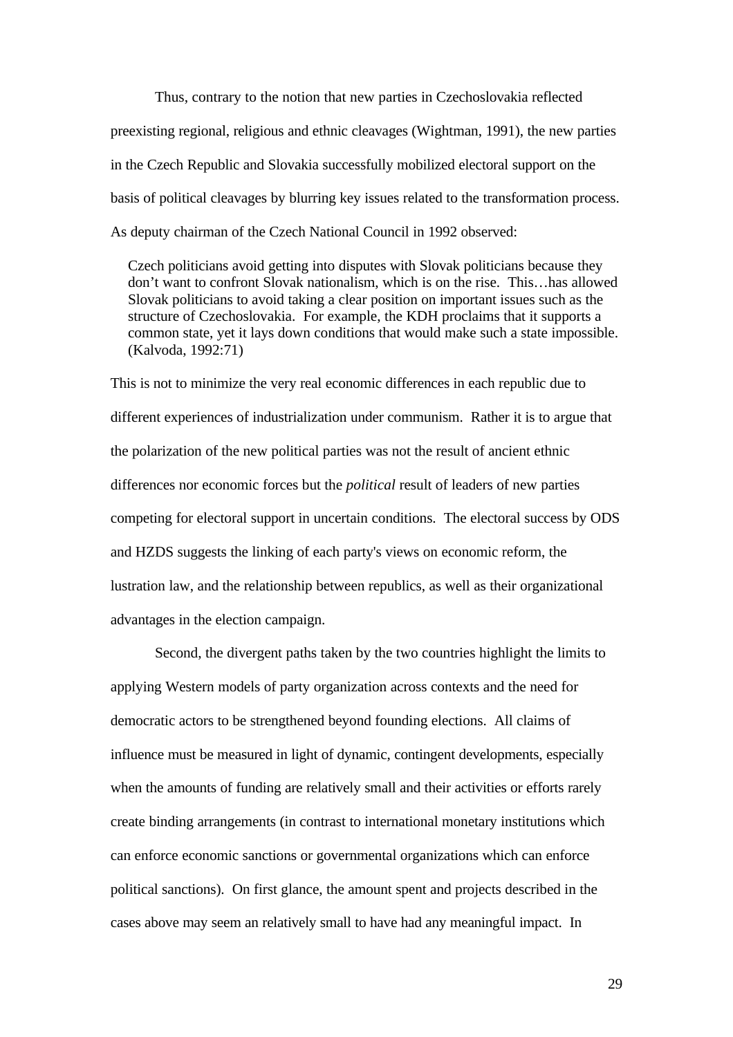Thus, contrary to the notion that new parties in Czechoslovakia reflected preexisting regional, religious and ethnic cleavages (Wightman, 1991), the new parties in the Czech Republic and Slovakia successfully mobilized electoral support on the basis of political cleavages by blurring key issues related to the transformation process. As deputy chairman of the Czech National Council in 1992 observed:

> Czech politicians avoid getting into disputes with Slovak politicians because they don't want to confront Slovak nationalism, which is on the rise. This…has allowed Slovak politicians to avoid taking a clear position on important issues such as the structure of Czechoslovakia. For example, the KDH proclaims that it supports a common state, yet it lays down conditions that would make such a state impossible. (Kalvoda, 1992:71)

This is not to minimize the very real economic differences in each republic due to different experiences of industrialization under communism. Rather it is to argue that the polarization of the new political parties was not the result of ancient ethnic differences nor economic forces but the *political* result of leaders of new parties competing for electoral support in uncertain conditions. The electoral success by ODS and HZDS suggests the linking of each party's views on economic reform, the lustration law, and the relationship between republics, as well as their organizational advantages in the election campaign.

Second, the divergent paths taken by the two countries highlight the limits to applying Western models of party organization across contexts and the need for democratic actors to be strengthened beyond founding elections. All claims of influence must be measured in light of dynamic, contingent developments, especially when the amounts of funding are relatively small and their activities or efforts rarely create binding arrangements (in contrast to international monetary institutions which can enforce economic sanctions or governmental organizations which can enforce political sanctions). On first glance, the amount spent and projects described in the cases above may seem an relatively small to have had any meaningful impact. In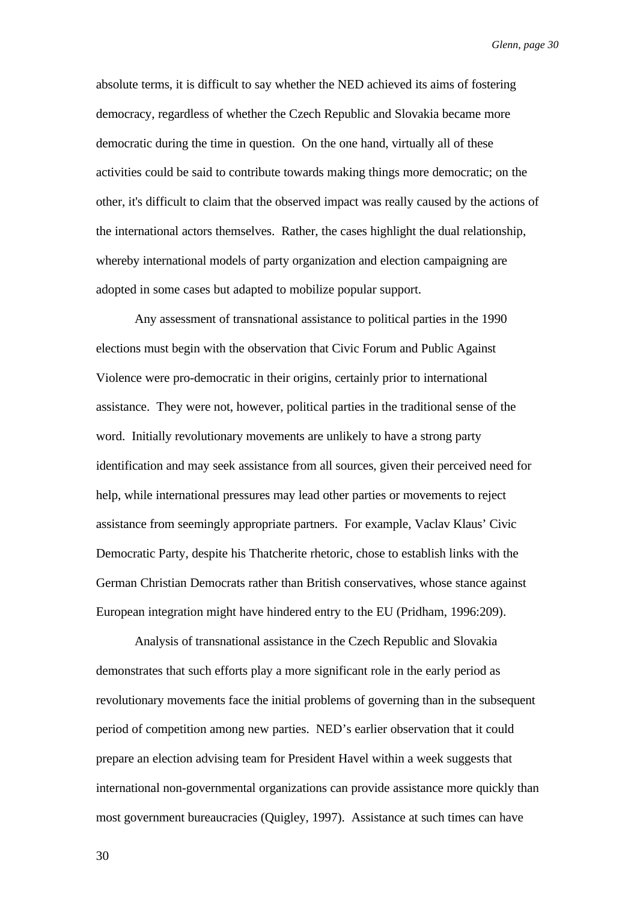absolute terms, it is difficult to say whether the NED achieved its aims of fostering democracy, regardless of whether the Czech Republic and Slovakia became more democratic during the time in question. On the one hand, virtually all of these activities could be said to contribute towards making things more democratic; on the other, it's difficult to claim that the observed impact was really caused by the actions of the international actors themselves. Rather, the cases highlight the dual relationship, whereby international models of party organization and election campaigning are adopted in some cases but adapted to mobilize popular support.

Any assessment of transnational assistance to political parties in the 1990 elections must begin with the observation that Civic Forum and Public Against Violence were pro-democratic in their origins, certainly prior to international assistance. They were not, however, political parties in the traditional sense of the word. Initially revolutionary movements are unlikely to have a strong party identification and may seek assistance from all sources, given their perceived need for help, while international pressures may lead other parties or movements to reject assistance from seemingly appropriate partners. For example, Vaclav Klaus' Civic Democratic Party, despite his Thatcherite rhetoric, chose to establish links with the German Christian Democrats rather than British conservatives, whose stance against European integration might have hindered entry to the EU (Pridham, 1996:209).

Analysis of transnational assistance in the Czech Republic and Slovakia demonstrates that such efforts play a more significant role in the early period as revolutionary movements face the initial problems of governing than in the subsequent period of competition among new parties. NED's earlier observation that it could prepare an election advising team for President Havel within a week suggests that international non-governmental organizations can provide assistance more quickly than most government bureaucracies (Quigley, 1997). Assistance at such times can have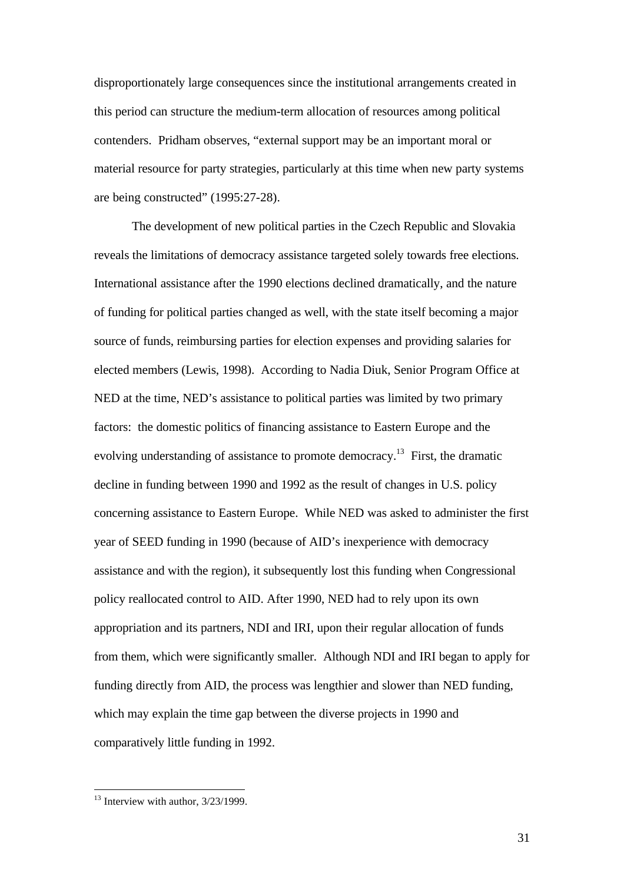disproportionately large consequences since the institutional arrangements created in this period can structure the medium-term allocation of resources among political contenders. Pridham observes, "external support may be an important moral or material resource for party strategies, particularly at this time when new party systems are being constructed" (1995:27-28).

The development of new political parties in the Czech Republic and Slovakia reveals the limitations of democracy assistance targeted solely towards free elections. International assistance after the 1990 elections declined dramatically, and the nature of funding for political parties changed as well, with the state itself becoming a major source of funds, reimbursing parties for election expenses and providing salaries for elected members (Lewis, 1998). According to Nadia Diuk, Senior Program Office at NED at the time, NED's assistance to political parties was limited by two primary factors: the domestic politics of financing assistance to Eastern Europe and the evolving understanding of assistance to promote democracy.[13] First, the dramatic decline in funding between 1990 and 1992 as the result of changes in U.S. policy concerning assistance to Eastern Europe. While NED was asked to administer the first year of SEED funding in 1990 (because of AID's inexperience with democracy assistance and with the region), it subsequently lost this funding when Congressional policy reallocated control to AID. After 1990, NED had to rely upon its own appropriation and its partners, NDI and IRI, upon their regular allocation of funds from them, which were significantly smaller. Although NDI and IRI began to apply for funding directly from AID, the process was lengthier and slower than NED funding, which may explain the time gap between the diverse projects in 1990 and comparatively little funding in 1992.

---

[13] Interview with author, 3/23/1999.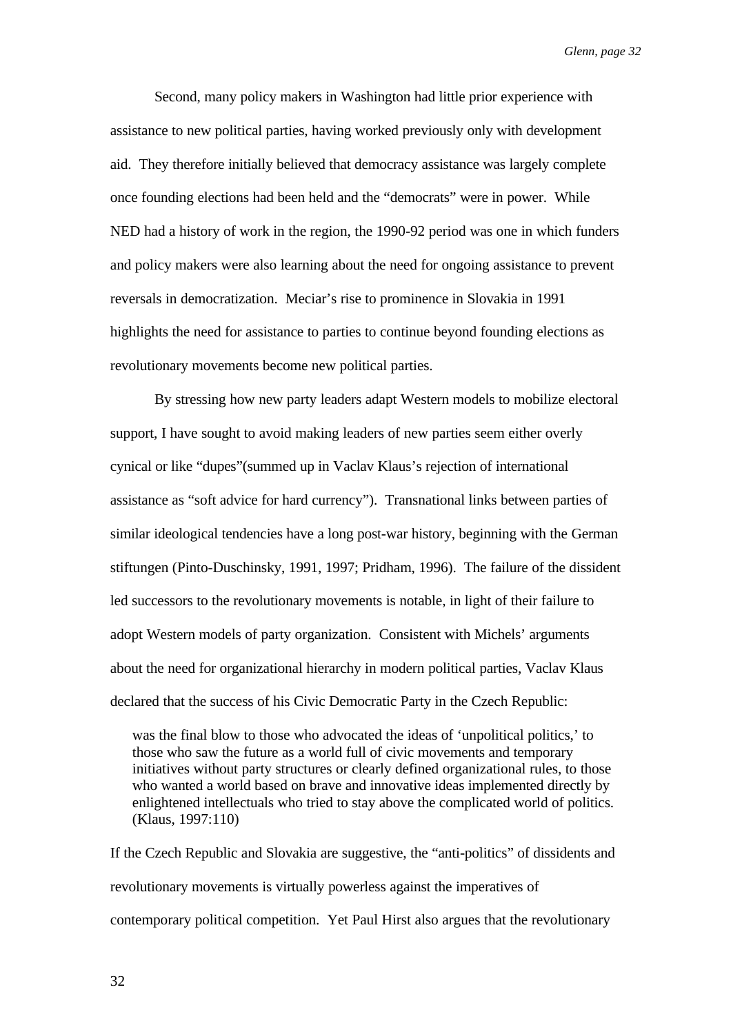Second, many policy makers in Washington had little prior experience with assistance to new political parties, having worked previously only with development aid. They therefore initially believed that democracy assistance was largely complete once founding elections had been held and the "democrats" were in power. While NED had a history of work in the region, the 1990-92 period was one in which funders and policy makers were also learning about the need for ongoing assistance to prevent reversals in democratization. Meciar's rise to prominence in Slovakia in 1991 highlights the need for assistance to parties to continue beyond founding elections as revolutionary movements become new political parties.

By stressing how new party leaders adapt Western models to mobilize electoral support, I have sought to avoid making leaders of new parties seem either overly cynical or like "dupes"(summed up in Vaclav Klaus's rejection of international assistance as "soft advice for hard currency"). Transnational links between parties of similar ideological tendencies have a long post-war history, beginning with the German stiftungen (Pinto-Duschinsky, 1991, 1997; Pridham, 1996). The failure of the dissident led successors to the revolutionary movements is notable, in light of their failure to adopt Western models of party organization. Consistent with Michels' arguments about the need for organizational hierarchy in modern political parties, Vaclav Klaus declared that the success of his Civic Democratic Party in the Czech Republic:

> was the final blow to those who advocated the ideas of 'unpolitical politics,' to those who saw the future as a world full of civic movements and temporary initiatives without party structures or clearly defined organizational rules, to those who wanted a world based on brave and innovative ideas implemented directly by enlightened intellectuals who tried to stay above the complicated world of politics. (Klaus, 1997:110)

If the Czech Republic and Slovakia are suggestive, the "anti-politics" of dissidents and revolutionary movements is virtually powerless against the imperatives of contemporary political competition. Yet Paul Hirst also argues that the revolutionary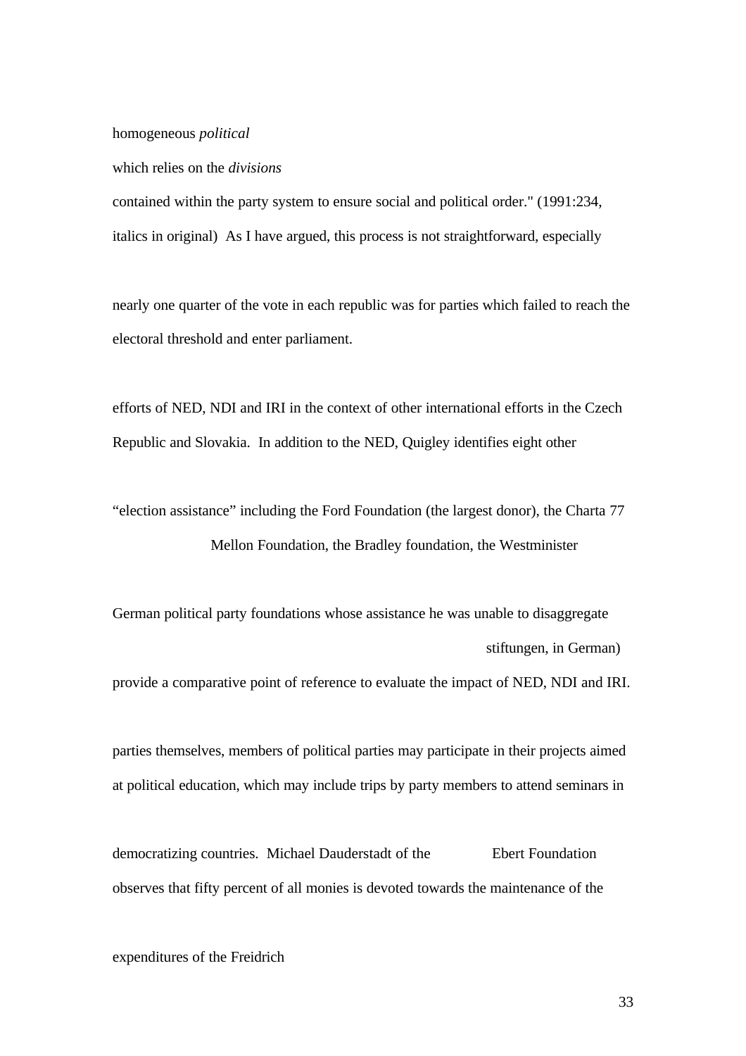homogeneous *political*

which relies on the *divisions*

contained within the party system to ensure social and political order." (1991:234, italics in original) As I have argued, this process is not straightforward, especially

nearly one quarter of the vote in each republic was for parties which failed to reach the electoral threshold and enter parliament.

efforts of NED, NDI and IRI in the context of other international efforts in the Czech Republic and Slovakia. In addition to the NED, Quigley identifies eight other

"election assistance" including the Ford Foundation (the largest donor), the Charta 77 Mellon Foundation, the Bradley foundation, the Westminister

German political party foundations whose assistance he was unable to disaggregate stiftungen, in German) provide a comparative point of reference to evaluate the impact of NED, NDI and IRI.

parties themselves, members of political parties may participate in their projects aimed at political education, which may include trips by party members to attend seminars in

democratizing countries. Michael Dauderstadt of the Ebert Foundation observes that fifty percent of all monies is devoted towards the maintenance of the

expenditures of the Freidrich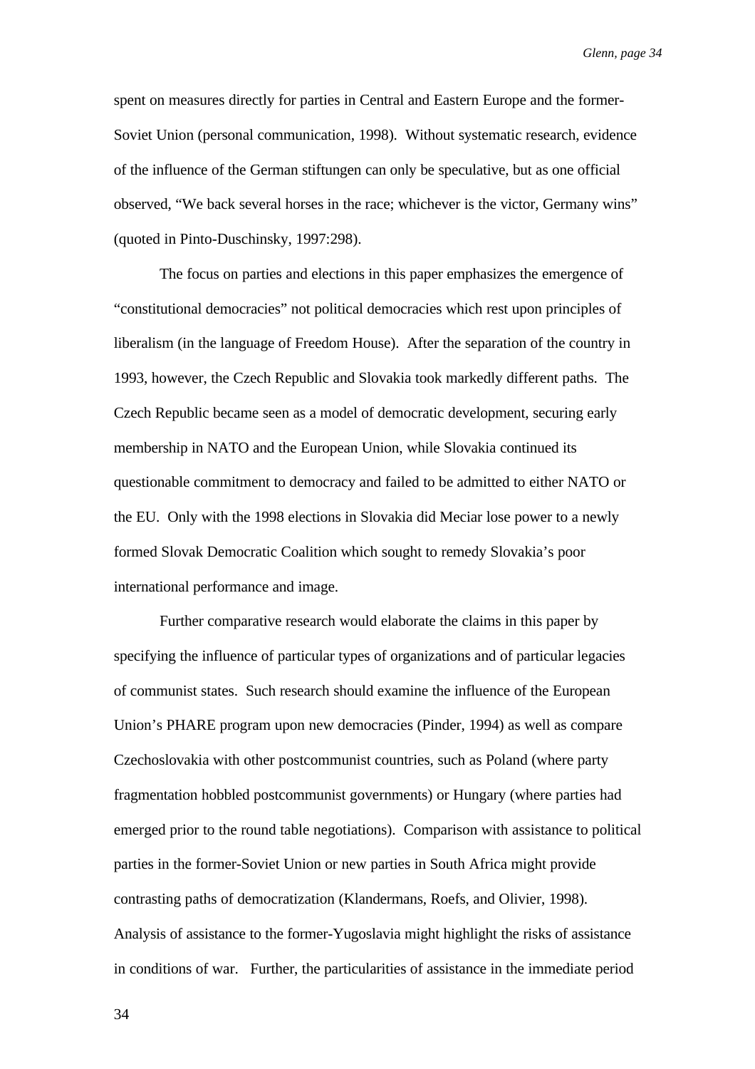spent on measures directly for parties in Central and Eastern Europe and the former-Soviet Union (personal communication, 1998). Without systematic research, evidence of the influence of the German stiftungen can only be speculative, but as one official observed, "We back several horses in the race; whichever is the victor, Germany wins" (quoted in Pinto-Duschinsky, 1997:298).

The focus on parties and elections in this paper emphasizes the emergence of "constitutional democracies" not political democracies which rest upon principles of liberalism (in the language of Freedom House). After the separation of the country in 1993, however, the Czech Republic and Slovakia took markedly different paths. The Czech Republic became seen as a model of democratic development, securing early membership in NATO and the European Union, while Slovakia continued its questionable commitment to democracy and failed to be admitted to either NATO or the EU. Only with the 1998 elections in Slovakia did Meciar lose power to a newly formed Slovak Democratic Coalition which sought to remedy Slovakia's poor international performance and image.

Further comparative research would elaborate the claims in this paper by specifying the influence of particular types of organizations and of particular legacies of communist states. Such research should examine the influence of the European Union's PHARE program upon new democracies (Pinder, 1994) as well as compare Czechoslovakia with other postcommunist countries, such as Poland (where party fragmentation hobbled postcommunist governments) or Hungary (where parties had emerged prior to the round table negotiations). Comparison with assistance to political parties in the former-Soviet Union or new parties in South Africa might provide contrasting paths of democratization (Klandermans, Roefs, and Olivier, 1998). Analysis of assistance to the former-Yugoslavia might highlight the risks of assistance in conditions of war. Further, the particularities of assistance in the immediate period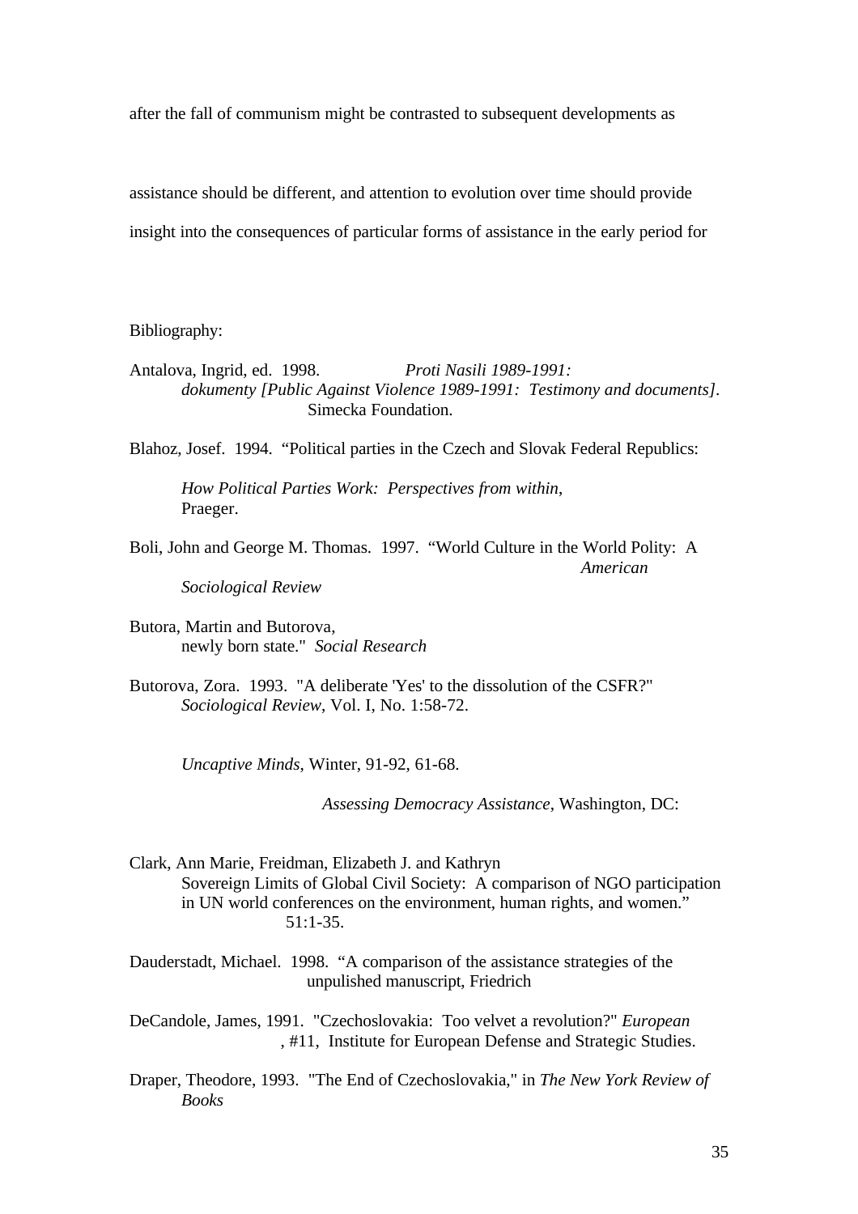after the fall of communism might be contrasted to subsequent developments as

assistance should be different, and attention to evolution over time should provide

insight into the consequences of particular forms of assistance in the early period for

Bibliography:

Antalova, Ingrid, ed. 1998. *Proti Nasili 1989-1991: dokumenty [Public Against Violence 1989-1991: Testimony and documents].* Simecka Foundation.

Blahoz, Josef. 1994. "Political parties in the Czech and Slovak Federal Republics:

*How Political Parties Work: Perspectives from within*, Praeger.

Boli, John and George M. Thomas. 1997. "World Culture in the World Polity: A *American Sociological Review*

Butora, Martin and Butorova, newly born state." *Social Research*

Butorova, Zora. 1993. "A deliberate 'Yes' to the dissolution of the CSFR?" *Sociological Review*, Vol. I, No. 1:58-72.

*Uncaptive Minds*, Winter, 91-92, 61-68.

*Assessing Democracy Assistance*, Washington, DC:

Clark, Ann Marie, Freidman, Elizabeth J. and Kathryn Sovereign Limits of Global Civil Society: A comparison of NGO participation in UN world conferences on the environment, human rights, and women." 51:1-35.

Dauderstadt, Michael. 1998. "A comparison of the assistance strategies of the unpulished manuscript, Friedrich

DeCandole, James, 1991. "Czechoslovakia: Too velvet a revolution?" *European* , #11, Institute for European Defense and Strategic Studies.

Draper, Theodore, 1993. "The End of Czechoslovakia," in *The New York Review of Books*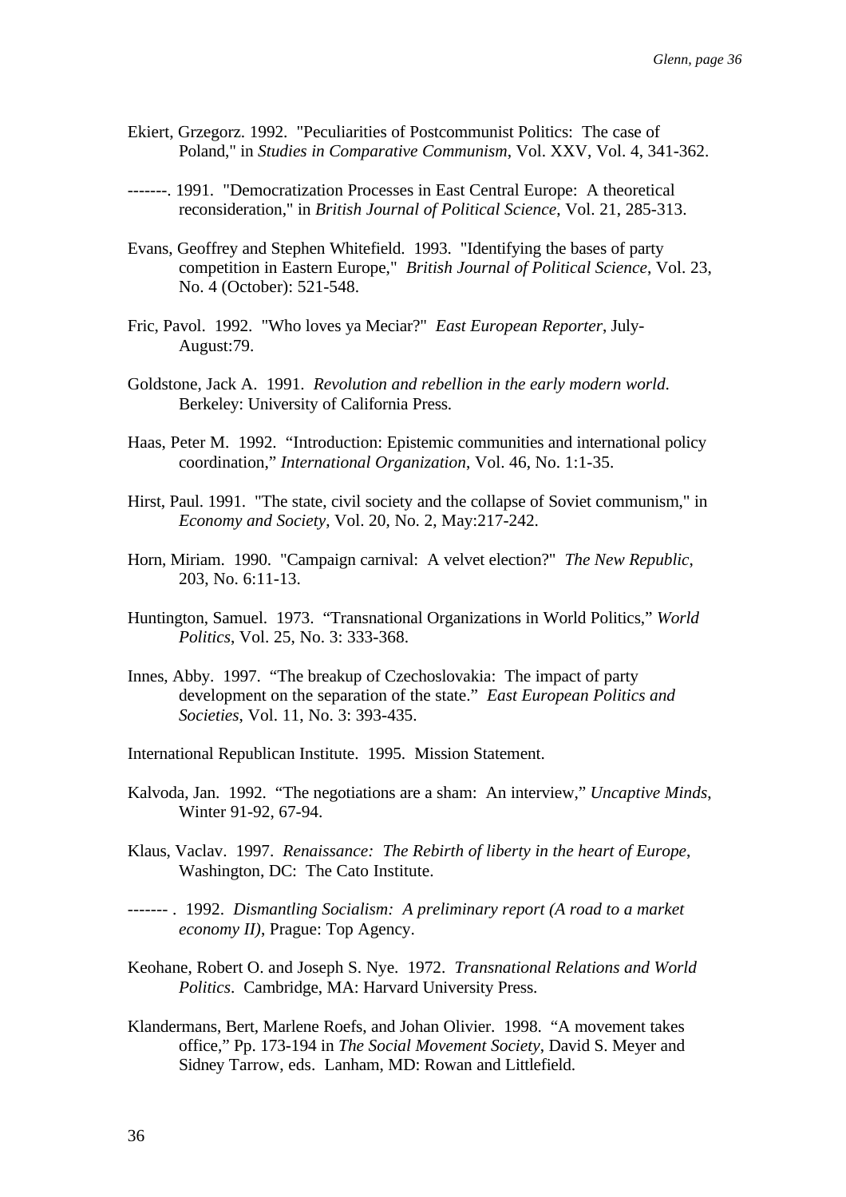Ekiert, Grzegorz. 1992. "Peculiarities of Postcommunist Politics: The case of Poland," in *Studies in Comparative Communism*, Vol. XXV, Vol. 4, 341-362.

-------. 1991. "Democratization Processes in East Central Europe: A theoretical reconsideration," in *British Journal of Political Science*, Vol. 21, 285-313.

Evans, Geoffrey and Stephen Whitefield. 1993. "Identifying the bases of party competition in Eastern Europe," *British Journal of Political Science*, Vol. 23, No. 4 (October): 521-548.

Fric, Pavol. 1992. "Who loves ya Meciar?" *East European Reporter*, July-August:79.

Goldstone, Jack A. 1991. *Revolution and rebellion in the early modern world*. Berkeley: University of California Press.

Haas, Peter M. 1992. "Introduction: Epistemic communities and international policy coordination," *International Organization*, Vol. 46, No. 1:1-35.

Hirst, Paul. 1991. "The state, civil society and the collapse of Soviet communism," in *Economy and Society*, Vol. 20, No. 2, May:217-242.

Horn, Miriam. 1990. "Campaign carnival: A velvet election?" *The New Republic*, 203, No. 6:11-13.

Huntington, Samuel. 1973. "Transnational Organizations in World Politics," *World Politics*, Vol. 25, No. 3: 333-368.

Innes, Abby. 1997. "The breakup of Czechoslovakia: The impact of party development on the separation of the state." *East European Politics and Societies*, Vol. 11, No. 3: 393-435.

International Republican Institute. 1995. Mission Statement.

Kalvoda, Jan. 1992. "The negotiations are a sham: An interview," *Uncaptive Minds*, Winter 91-92, 67-94.

Klaus, Vaclav. 1997. *Renaissance: The Rebirth of liberty in the heart of Europe*, Washington, DC: The Cato Institute.

------- . 1992. *Dismantling Socialism: A preliminary report (A road to a market economy II)*, Prague: Top Agency.

Keohane, Robert O. and Joseph S. Nye. 1972. *Transnational Relations and World Politics*. Cambridge, MA: Harvard University Press.

Klandermans, Bert, Marlene Roefs, and Johan Olivier. 1998. "A movement takes office," Pp. 173-194 in *The Social Movement Society*, David S. Meyer and Sidney Tarrow, eds. Lanham, MD: Rowan and Littlefield.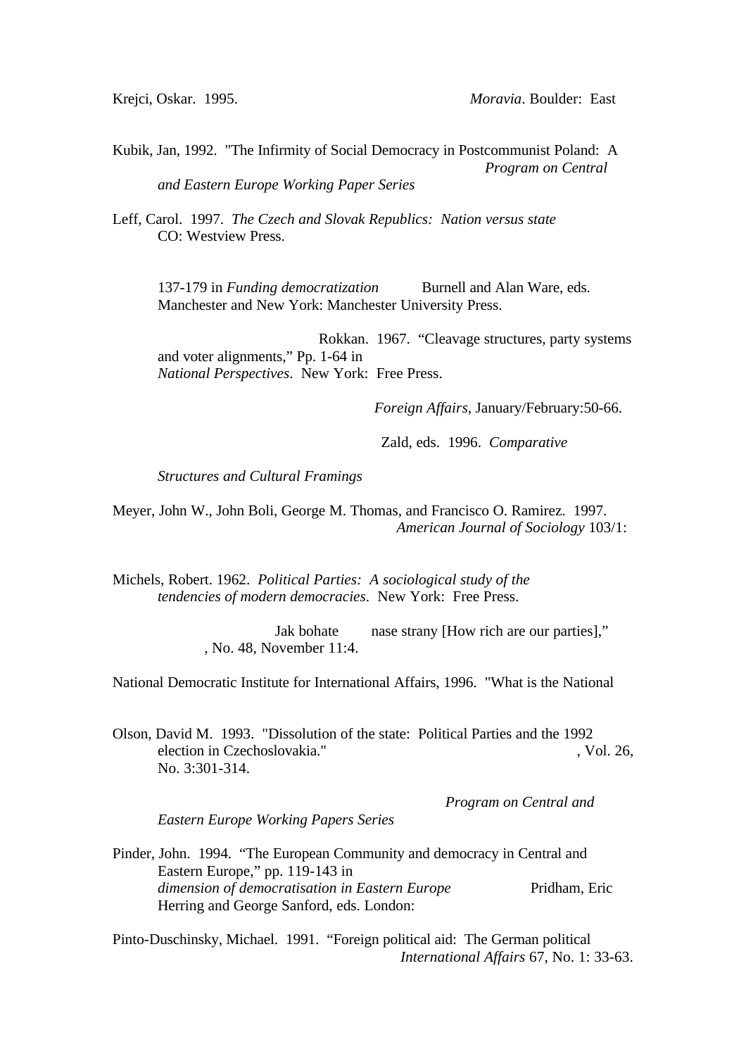Krejci, Oskar. 1995. *Moravia*. Boulder: East

Kubik, Jan, 1992. "The Infirmity of Social Democracy in Postcommunist Poland: A *Program on Central and Eastern Europe Working Paper Series*

Leff, Carol. 1997. *The Czech and Slovak Republics: Nation versus state* CO: Westview Press.

137-179 in *Funding democratization* Burnell and Alan Ware, eds. Manchester and New York: Manchester University Press.

Rokkan. 1967. "Cleavage structures, party systems and voter alignments," Pp. 1-64 in *National Perspectives*. New York: Free Press.

*Foreign Affairs*, January/February:50-66.

Zald, eds. 1996. *Comparative*

*Structures and Cultural Framings*

Meyer, John W., John Boli, George M. Thomas, and Francisco O. Ramirez. 1997. *American Journal of Sociology* 103/1:

Michels, Robert. 1962. *Political Parties: A sociological study of the tendencies of modern democracies*. New York: Free Press.

Jak bohate nase strany [How rich are our parties]," , No. 48, November 11:4.

National Democratic Institute for International Affairs, 1996. "What is the National

Olson, David M. 1993. "Dissolution of the state: Political Parties and the 1992 election in Czechoslovakia." , Vol. 26, No. 3:301-314.

*Program on Central and Eastern Europe Working Papers Series*

Pinder, John. 1994. "The European Community and democracy in Central and Eastern Europe," pp. 119-143 in *dimension of democratisation in Eastern Europe* Pridham, Eric Herring and George Sanford, eds. London:

Pinto-Duschinsky, Michael. 1991. "Foreign political aid: The German political *International Affairs* 67, No. 1: 33-63.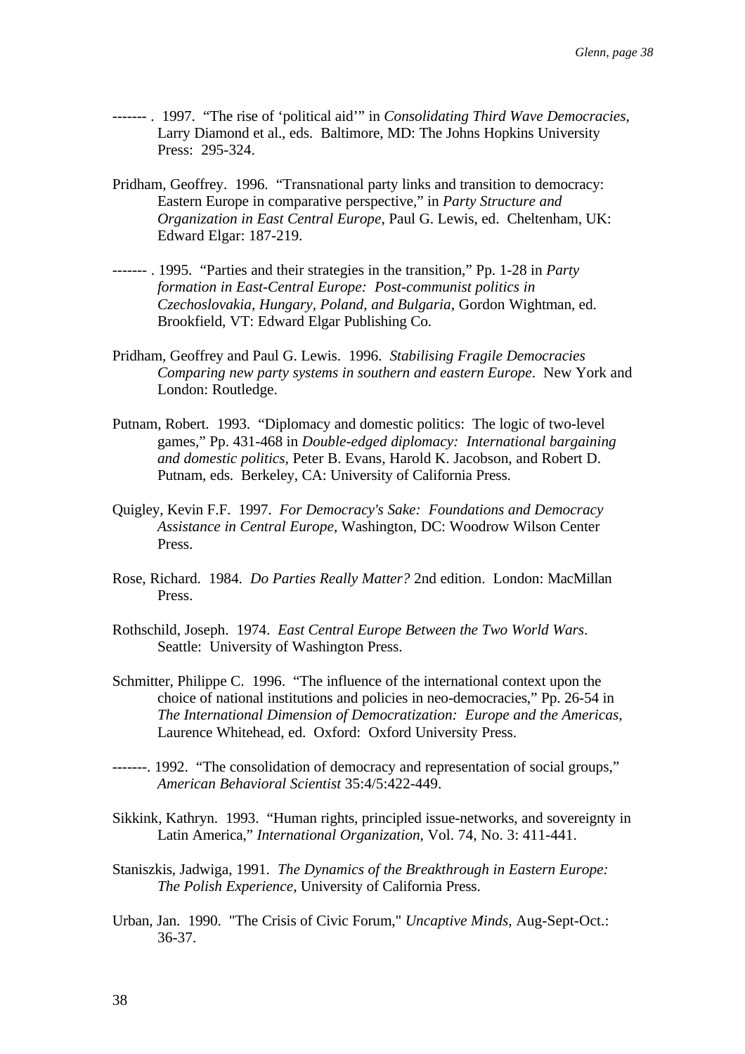------- . 1997. "The rise of 'political aid'" in *Consolidating Third Wave Democracies*, Larry Diamond et al., eds. Baltimore, MD: The Johns Hopkins University Press: 295-324.

Pridham, Geoffrey. 1996. "Transnational party links and transition to democracy: Eastern Europe in comparative perspective," in *Party Structure and Organization in East Central Europe*, Paul G. Lewis, ed. Cheltenham, UK: Edward Elgar: 187-219.

------- . 1995. "Parties and their strategies in the transition," Pp. 1-28 in *Party formation in East-Central Europe: Post-communist politics in Czechoslovakia, Hungary, Poland, and Bulgaria*, Gordon Wightman, ed. Brookfield, VT: Edward Elgar Publishing Co.

Pridham, Geoffrey and Paul G. Lewis. 1996. *Stabilising Fragile Democracies Comparing new party systems in southern and eastern Europe*. New York and London: Routledge.

Putnam, Robert. 1993. "Diplomacy and domestic politics: The logic of two-level games," Pp. 431-468 in *Double-edged diplomacy: International bargaining and domestic politics*, Peter B. Evans, Harold K. Jacobson, and Robert D. Putnam, eds. Berkeley, CA: University of California Press.

Quigley, Kevin F.F. 1997. *For Democracy's Sake: Foundations and Democracy Assistance in Central Europe*, Washington, DC: Woodrow Wilson Center Press.

Rose, Richard. 1984. *Do Parties Really Matter?* 2nd edition. London: MacMillan Press.

Rothschild, Joseph. 1974. *East Central Europe Between the Two World Wars*. Seattle: University of Washington Press.

Schmitter, Philippe C. 1996. "The influence of the international context upon the choice of national institutions and policies in neo-democracies," Pp. 26-54 in *The International Dimension of Democratization: Europe and the Americas*, Laurence Whitehead, ed. Oxford: Oxford University Press.

-------. 1992. "The consolidation of democracy and representation of social groups," *American Behavioral Scientist* 35:4/5:422-449.

Sikkink, Kathryn. 1993. "Human rights, principled issue-networks, and sovereignty in Latin America," *International Organization*, Vol. 74, No. 3: 411-441.

Staniszkis, Jadwiga, 1991. *The Dynamics of the Breakthrough in Eastern Europe: The Polish Experience*, University of California Press.

Urban, Jan. 1990. "The Crisis of Civic Forum," *Uncaptive Minds*, Aug-Sept-Oct.: 36-37.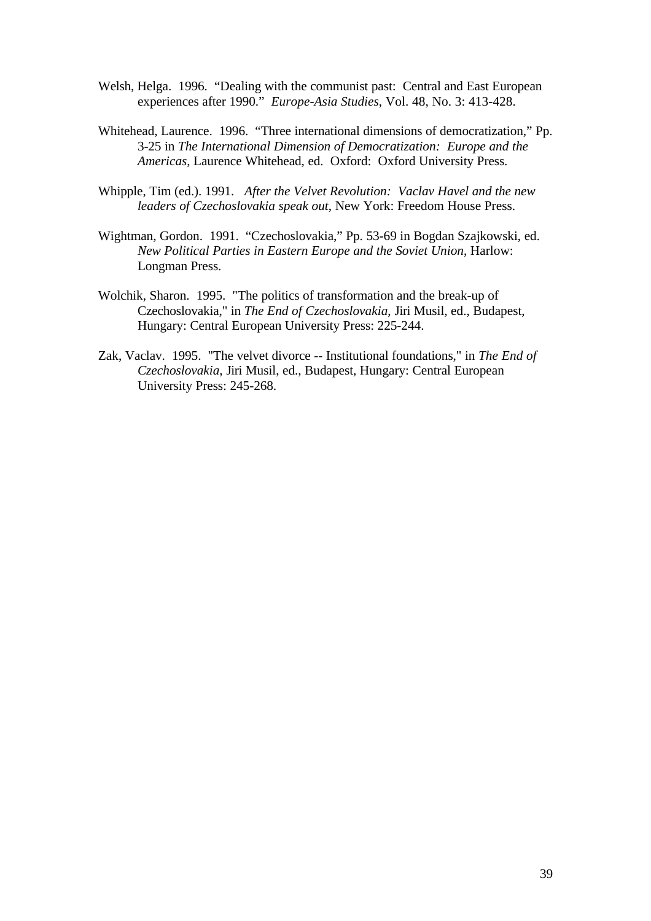Welsh, Helga. 1996. "Dealing with the communist past: Central and East European experiences after 1990." *Europe-Asia Studies*, Vol. 48, No. 3: 413-428.

Whitehead, Laurence. 1996. "Three international dimensions of democratization," Pp. 3-25 in *The International Dimension of Democratization: Europe and the Americas*, Laurence Whitehead, ed. Oxford: Oxford University Press.

Whipple, Tim (ed.). 1991. *After the Velvet Revolution: Vaclav Havel and the new leaders of Czechoslovakia speak out*, New York: Freedom House Press.

Wightman, Gordon. 1991. "Czechoslovakia," Pp. 53-69 in Bogdan Szajkowski, ed. *New Political Parties in Eastern Europe and the Soviet Union*, Harlow: Longman Press.

Wolchik, Sharon. 1995. "The politics of transformation and the break-up of Czechoslovakia," in *The End of Czechoslovakia*, Jiri Musil, ed., Budapest, Hungary: Central European University Press: 225-244.

Zak, Vaclav. 1995. "The velvet divorce -- Institutional foundations," in *The End of Czechoslovakia*, Jiri Musil, ed., Budapest, Hungary: Central European University Press: 245-268.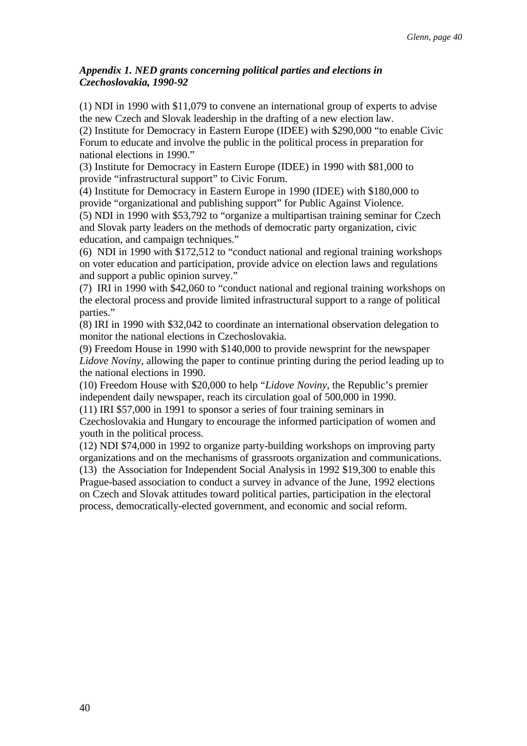***Appendix 1. NED grants concerning political parties and elections in Czechoslovakia, 1990-92***

(1) NDI in 1990 with $11,079 to convene an international group of experts to advise the new Czech and Slovak leadership in the drafting of a new election law.
(2) Institute for Democracy in Eastern Europe (IDEE) with $290,000 "to enable Civic Forum to educate and involve the public in the political process in preparation for national elections in 1990."
(3) Institute for Democracy in Eastern Europe (IDEE) in 1990 with $81,000 to provide "infrastructural support" to Civic Forum.
(4) Institute for Democracy in Eastern Europe in 1990 (IDEE) with $180,000 to provide "organizational and publishing support" for Public Against Violence.
(5) NDI in 1990 with $53,792 to "organize a multipartisan training seminar for Czech and Slovak party leaders on the methods of democratic party organization, civic education, and campaign techniques."
(6) NDI in 1990 with $172,512 to "conduct national and regional training workshops on voter education and participation, provide advice on election laws and regulations and support a public opinion survey."
(7) IRI in 1990 with $42,060 to "conduct national and regional training workshops on the electoral process and provide limited infrastructural support to a range of political parties."
(8) IRI in 1990 with $32,042 to coordinate an international observation delegation to monitor the national elections in Czechoslovakia.
(9) Freedom House in 1990 with $140,000 to provide newsprint for the newspaper *Lidove Noviny*, allowing the paper to continue printing during the period leading up to the national elections in 1990.
(10) Freedom House with $20,000 to help "*Lidove Noviny*, the Republic's premier independent daily newspaper, reach its circulation goal of 500,000 in 1990.
(11) IRI $57,000 in 1991 to sponsor a series of four training seminars in Czechoslovakia and Hungary to encourage the informed participation of women and youth in the political process.
(12) NDI $74,000 in 1992 to organize party-building workshops on improving party organizations and on the mechanisms of grassroots organization and communications.
(13) the Association for Independent Social Analysis in 1992 $19,300 to enable this Prague-based association to conduct a survey in advance of the June, 1992 elections on Czech and Slovak attitudes toward political parties, participation in the electoral process, democratically-elected government, and economic and social reform.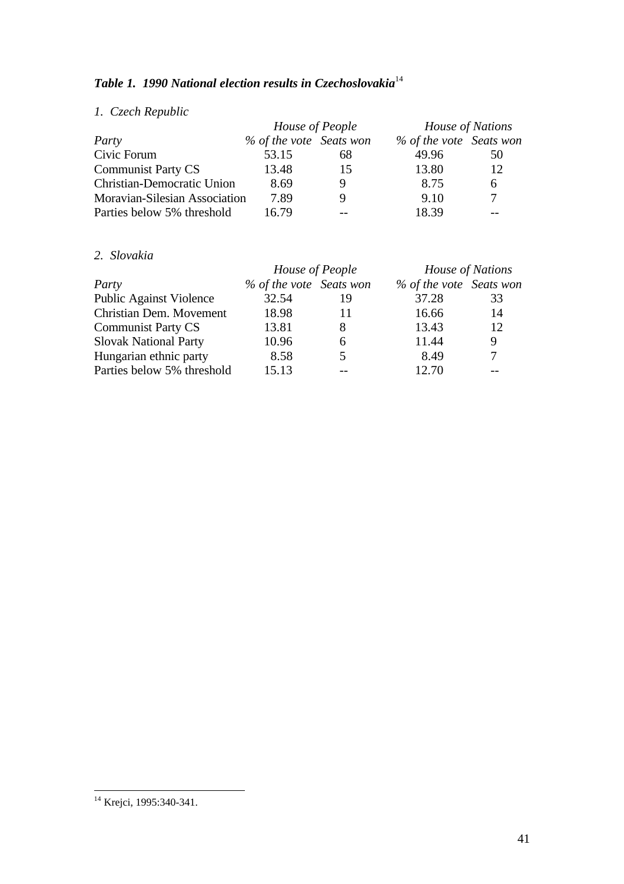***Table 1. 1990 National election results in Czechoslovakia***[14]

*1. Czech Republic*

| | *House of People* | | *House of Nations* | |
|---|---|---|---|---|
| *Party* | *% of the vote* | *Seats won* | *% of the vote* | *Seats won* |
| Civic Forum | 53.15 | 68 | 49.96 | 50 |
| Communist Party CS | 13.48 | 15 | 13.80 | 12 |
| Christian-Democratic Union | 8.69 | 9 | 8.75 | 6 |
| Moravian-Silesian Association | 7.89 | 9 | 9.10 | 7 |
| Parties below 5% threshold | 16.79 | -- | 18.39 | -- |

*2. Slovakia*

| | *House of People* | | *House of Nations* | |
|---|---|---|---|---|
| *Party* | *% of the vote* | *Seats won* | *% of the vote* | *Seats won* |
| Public Against Violence | 32.54 | 19 | 37.28 | 33 |
| Christian Dem. Movement | 18.98 | 11 | 16.66 | 14 |
| Communist Party CS | 13.81 | 8 | 13.43 | 12 |
| Slovak National Party | 10.96 | 6 | 11.44 | 9 |
| Hungarian ethnic party | 8.58 | 5 | 8.49 | 7 |
| Parties below 5% threshold | 15.13 | -- | 12.70 | -- |

[14] Krejci, 1995:340-341.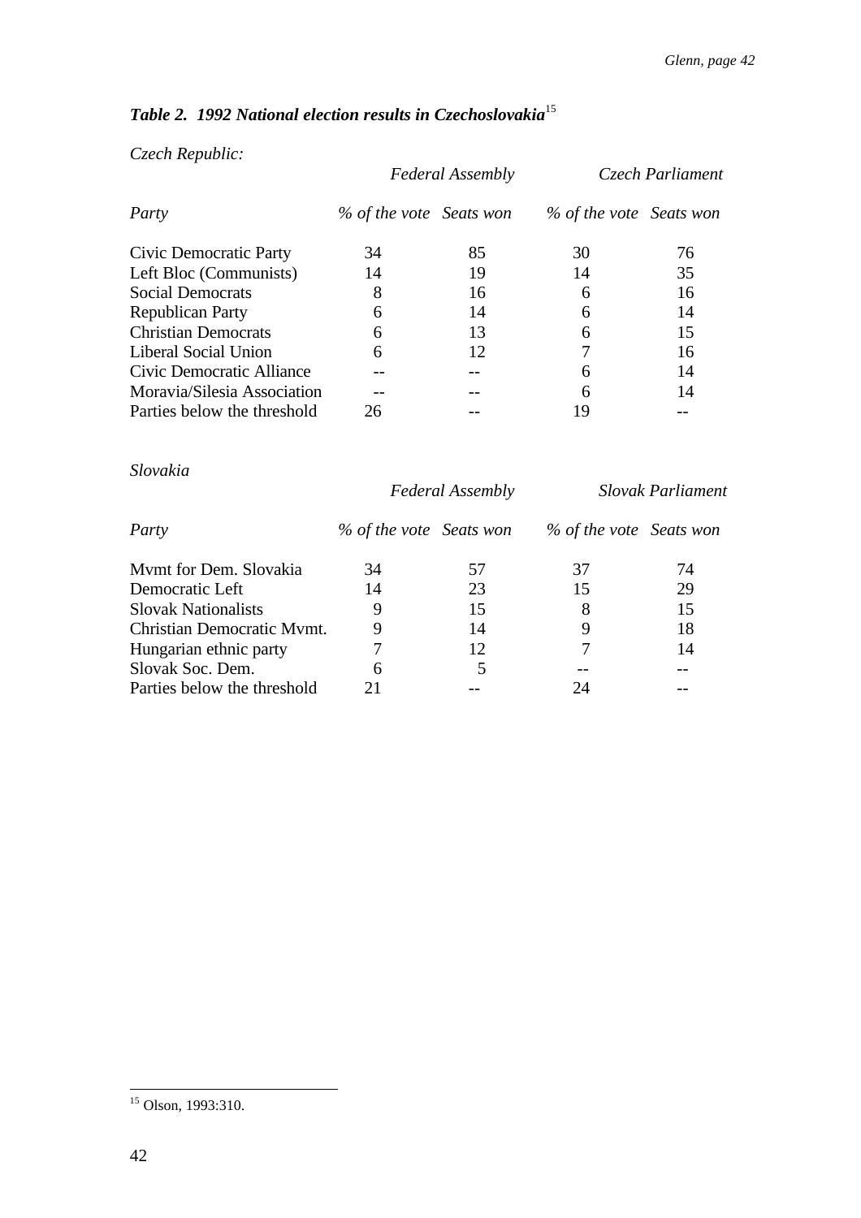***Table 2. 1992 National election results in Czechoslovakia***[15]

*Czech Republic:*

| | *Federal Assembly* | | *Czech Parliament* | |
|---|---|---|---|---|
| *Party* | *% of the vote* | *Seats won* | *% of the vote* | *Seats won* |
| Civic Democratic Party | 34 | 85 | 30 | 76 |
| Left Bloc (Communists) | 14 | 19 | 14 | 35 |
| Social Democrats | 8 | 16 | 6 | 16 |
| Republican Party | 6 | 14 | 6 | 14 |
| Christian Democrats | 6 | 13 | 6 | 15 |
| Liberal Social Union | 6 | 12 | 7 | 16 |
| Civic Democratic Alliance | -- | -- | 6 | 14 |
| Moravia/Silesia Association | -- | -- | 6 | 14 |
| Parties below the threshold | 26 | -- | 19 | -- |

*Slovakia*

| | *Federal Assembly* | | *Slovak Parliament* | |
|---|---|---|---|---|
| *Party* | *% of the vote* | *Seats won* | *% of the vote* | *Seats won* |
| Mvmt for Dem. Slovakia | 34 | 57 | 37 | 74 |
| Democratic Left | 14 | 23 | 15 | 29 |
| Slovak Nationalists | 9 | 15 | 8 | 15 |
| Christian Democratic Mvmt. | 9 | 14 | 9 | 18 |
| Hungarian ethnic party | 7 | 12 | 7 | 14 |
| Slovak Soc. Dem. | 6 | 5 | -- | -- |
| Parties below the threshold | 21 | -- | 24 | -- |

[15] Olson, 1993:310.